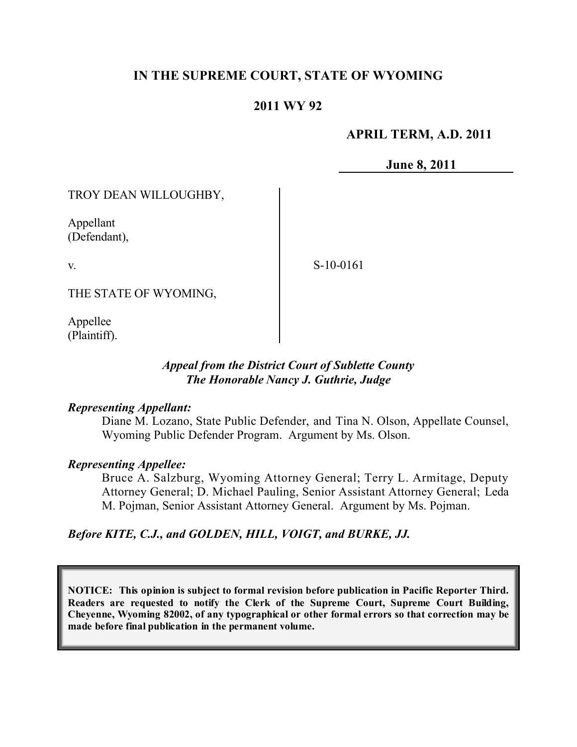**IN THE SUPREME COURT, STATE OF WYOMING**

**2011 WY 92**

**APRIL TERM, A.D. 2011**

**June 8, 2011**

TROY DEAN WILLOUGHBY,

Appellant
(Defendant),

v.

S-10-0161

THE STATE OF WYOMING,

Appellee
(Plaintiff).

***Appeal from the District Court of Sublette County***
***The Honorable Nancy J. Guthrie, Judge***

***Representing Appellant:***

Diane M. Lozano, State Public Defender, and Tina N. Olson, Appellate Counsel, Wyoming Public Defender Program. Argument by Ms. Olson.

***Representing Appellee:***

Bruce A. Salzburg, Wyoming Attorney General; Terry L. Armitage, Deputy Attorney General; D. Michael Pauling, Senior Assistant Attorney General; Leda M. Pojman, Senior Assistant Attorney General. Argument by Ms. Pojman.

***Before KITE, C.J., and GOLDEN, HILL, VOIGT, and BURKE, JJ.***

**NOTICE: This opinion is subject to formal revision before publication in Pacific Reporter Third. Readers are requested to notify the Clerk of the Supreme Court, Supreme Court Building, Cheyenne, Wyoming 82002, of any typographical or other formal errors so that correction may be made before final publication in the permanent volume.**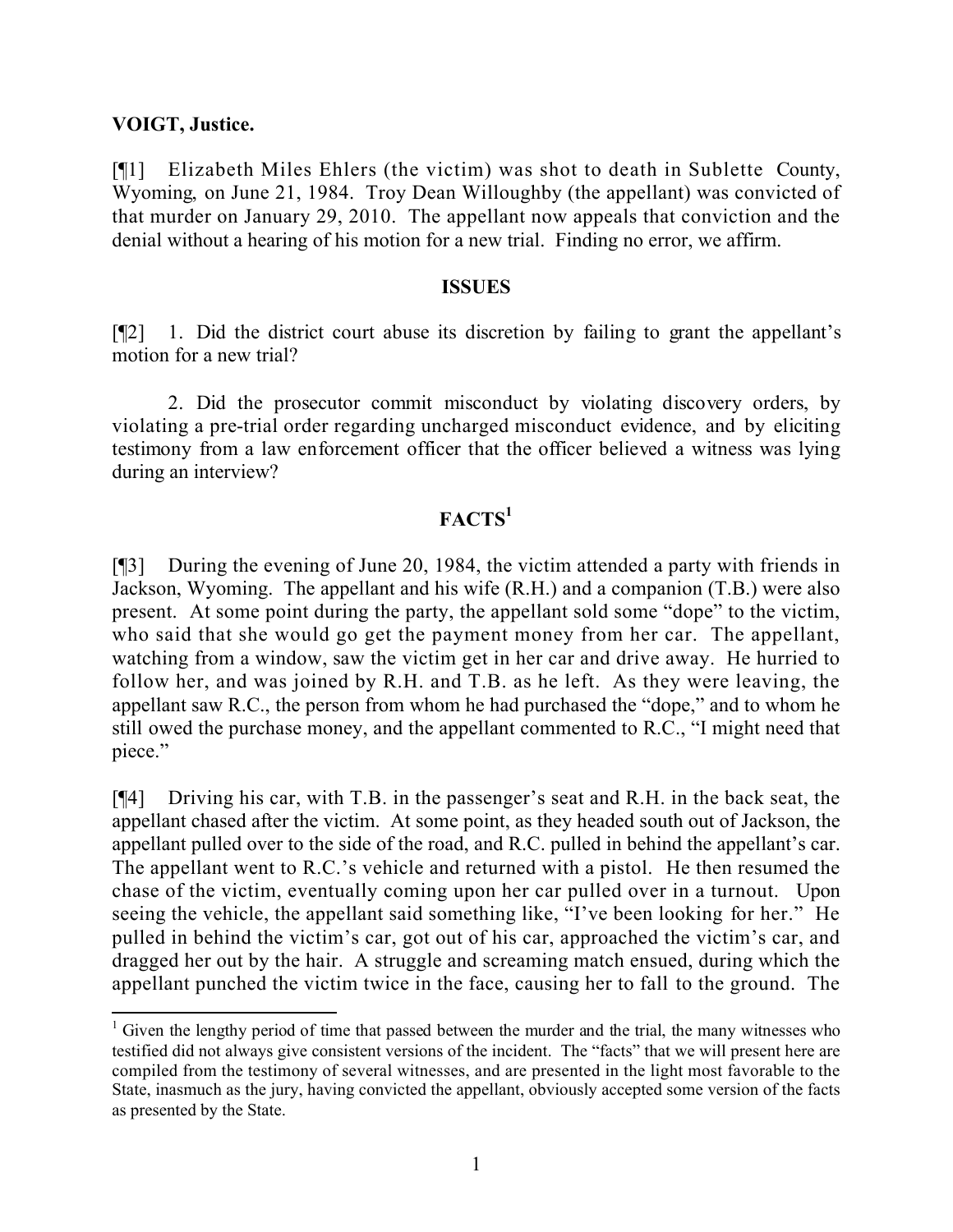**VOIGT, Justice.**

[¶1] Elizabeth Miles Ehlers (the victim) was shot to death in Sublette County, Wyoming, on June 21, 1984. Troy Dean Willoughby (the appellant) was convicted of that murder on January 29, 2010. The appellant now appeals that conviction and the denial without a hearing of his motion for a new trial. Finding no error, we affirm.

## ISSUES

[¶2] 1. Did the district court abuse its discretion by failing to grant the appellant's motion for a new trial?

2. Did the prosecutor commit misconduct by violating discovery orders, by violating a pre-trial order regarding uncharged misconduct evidence, and by eliciting testimony from a law enforcement officer that the officer believed a witness was lying during an interview?

## FACTS[1]

[¶3] During the evening of June 20, 1984, the victim attended a party with friends in Jackson, Wyoming. The appellant and his wife (R.H.) and a companion (T.B.) were also present. At some point during the party, the appellant sold some "dope" to the victim, who said that she would go get the payment money from her car. The appellant, watching from a window, saw the victim get in her car and drive away. He hurried to follow her, and was joined by R.H. and T.B. as he left. As they were leaving, the appellant saw R.C., the person from whom he had purchased the "dope," and to whom he still owed the purchase money, and the appellant commented to R.C., "I might need that piece."

[¶4] Driving his car, with T.B. in the passenger's seat and R.H. in the back seat, the appellant chased after the victim. At some point, as they headed south out of Jackson, the appellant pulled over to the side of the road, and R.C. pulled in behind the appellant's car. The appellant went to R.C.'s vehicle and returned with a pistol. He then resumed the chase of the victim, eventually coming upon her car pulled over in a turnout. Upon seeing the vehicle, the appellant said something like, "I've been looking for her." He pulled in behind the victim's car, got out of his car, approached the victim's car, and dragged her out by the hair. A struggle and screaming match ensued, during which the appellant punched the victim twice in the face, causing her to fall to the ground. The

---

[1] Given the lengthy period of time that passed between the murder and the trial, the many witnesses who testified did not always give consistent versions of the incident. The "facts" that we will present here are compiled from the testimony of several witnesses, and are presented in the light most favorable to the State, inasmuch as the jury, having convicted the appellant, obviously accepted some version of the facts as presented by the State.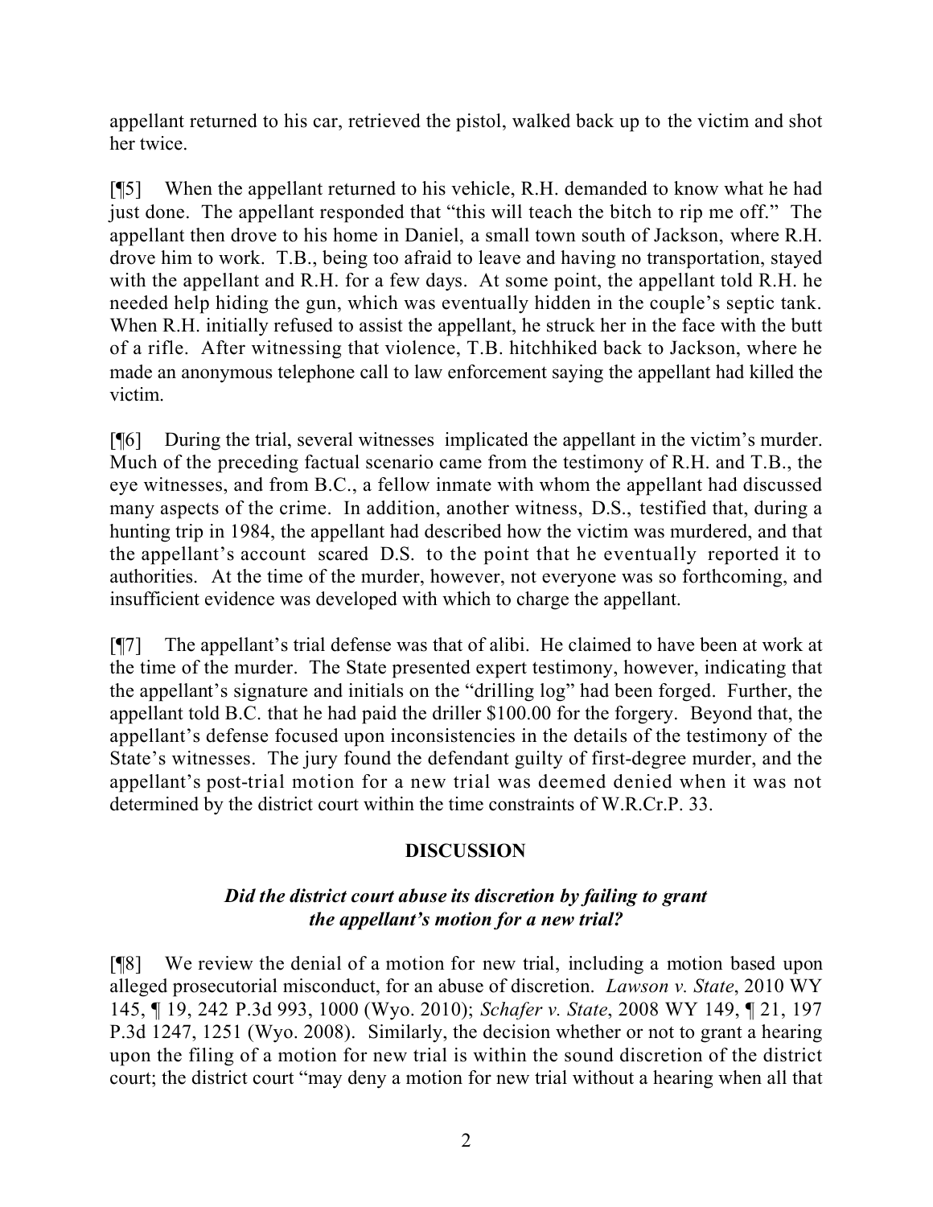appellant returned to his car, retrieved the pistol, walked back up to the victim and shot her twice.

[¶5] When the appellant returned to his vehicle, R.H. demanded to know what he had just done. The appellant responded that "this will teach the bitch to rip me off." The appellant then drove to his home in Daniel, a small town south of Jackson, where R.H. drove him to work. T.B., being too afraid to leave and having no transportation, stayed with the appellant and R.H. for a few days. At some point, the appellant told R.H. he needed help hiding the gun, which was eventually hidden in the couple's septic tank. When R.H. initially refused to assist the appellant, he struck her in the face with the butt of a rifle. After witnessing that violence, T.B. hitchhiked back to Jackson, where he made an anonymous telephone call to law enforcement saying the appellant had killed the victim.

[¶6] During the trial, several witnesses implicated the appellant in the victim's murder. Much of the preceding factual scenario came from the testimony of R.H. and T.B., the eye witnesses, and from B.C., a fellow inmate with whom the appellant had discussed many aspects of the crime. In addition, another witness, D.S., testified that, during a hunting trip in 1984, the appellant had described how the victim was murdered, and that the appellant's account scared D.S. to the point that he eventually reported it to authorities. At the time of the murder, however, not everyone was so forthcoming, and insufficient evidence was developed with which to charge the appellant.

[¶7] The appellant's trial defense was that of alibi. He claimed to have been at work at the time of the murder. The State presented expert testimony, however, indicating that the appellant's signature and initials on the "drilling log" had been forged. Further, the appellant told B.C. that he had paid the driller $100.00 for the forgery. Beyond that, the appellant's defense focused upon inconsistencies in the details of the testimony of the State's witnesses. The jury found the defendant guilty of first-degree murder, and the appellant's post-trial motion for a new trial was deemed denied when it was not determined by the district court within the time constraints of W.R.Cr.P. 33.

## DISCUSSION

### *Did the district court abuse its discretion by failing to grant the appellant's motion for a new trial?*

[¶8] We review the denial of a motion for new trial, including a motion based upon alleged prosecutorial misconduct, for an abuse of discretion. *Lawson v. State*, 2010 WY 145, ¶ 19, 242 P.3d 993, 1000 (Wyo. 2010); *Schafer v. State*, 2008 WY 149, ¶ 21, 197 P.3d 1247, 1251 (Wyo. 2008). Similarly, the decision whether or not to grant a hearing upon the filing of a motion for new trial is within the sound discretion of the district court; the district court "may deny a motion for new trial without a hearing when all that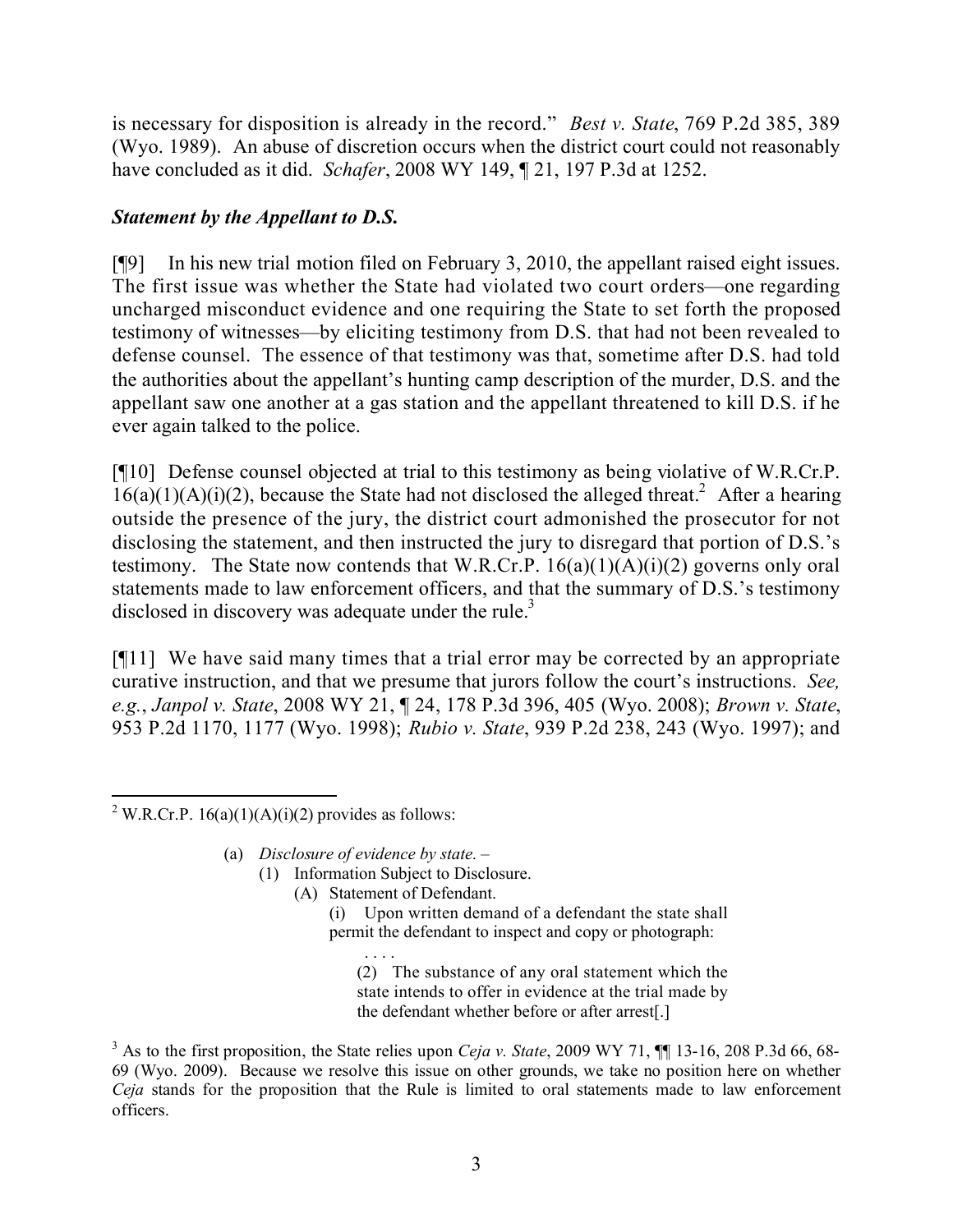is necessary for disposition is already in the record." *Best v. State*, 769 P.2d 385, 389 (Wyo. 1989). An abuse of discretion occurs when the district court could not reasonably have concluded as it did. *Schafer*, 2008 WY 149, ¶ 21, 197 P.3d at 1252.

### *Statement by the Appellant to D.S.*

[¶9] In his new trial motion filed on February 3, 2010, the appellant raised eight issues. The first issue was whether the State had violated two court orders—one regarding uncharged misconduct evidence and one requiring the State to set forth the proposed testimony of witnesses—by eliciting testimony from D.S. that had not been revealed to defense counsel. The essence of that testimony was that, sometime after D.S. had told the authorities about the appellant's hunting camp description of the murder, D.S. and the appellant saw one another at a gas station and the appellant threatened to kill D.S. if he ever again talked to the police.

[¶10] Defense counsel objected at trial to this testimony as being violative of W.R.Cr.P. 16(a)(1)(A)(i)(2), because the State had not disclosed the alleged threat.[2] After a hearing outside the presence of the jury, the district court admonished the prosecutor for not disclosing the statement, and then instructed the jury to disregard that portion of D.S.'s testimony. The State now contends that W.R.Cr.P. 16(a)(1)(A)(i)(2) governs only oral statements made to law enforcement officers, and that the summary of D.S.'s testimony disclosed in discovery was adequate under the rule.[3]

[¶11] We have said many times that a trial error may be corrected by an appropriate curative instruction, and that we presume that jurors follow the court's instructions. *See, e.g.*, *Janpol v. State*, 2008 WY 21, ¶ 24, 178 P.3d 396, 405 (Wyo. 2008); *Brown v. State*, 953 P.2d 1170, 1177 (Wyo. 1998); *Rubio v. State*, 939 P.2d 238, 243 (Wyo. 1997); and

---

[2] W.R.Cr.P. 16(a)(1)(A)(i)(2) provides as follows:

> (a) *Disclosure of evidence by state.* –
> > (1) Information Subject to Disclosure.
> > > (A) Statement of Defendant.
> > > > (i) Upon written demand of a defendant the state shall permit the defendant to inspect and copy or photograph:
> > > >
> > > > . . . .
> > > >
> > > > (2) The substance of any oral statement which the state intends to offer in evidence at the trial made by the defendant whether before or after arrest[.]

[3] As to the first proposition, the State relies upon *Ceja v. State*, 2009 WY 71, ¶¶ 13-16, 208 P.3d 66, 68-69 (Wyo. 2009). Because we resolve this issue on other grounds, we take no position here on whether *Ceja* stands for the proposition that the Rule is limited to oral statements made to law enforcement officers.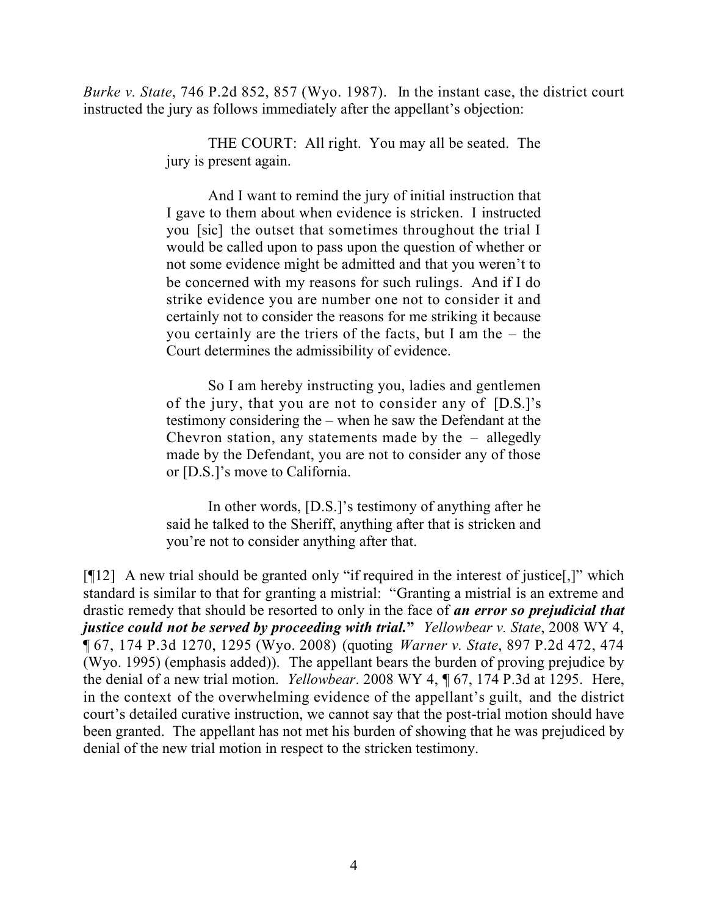*Burke v. State*, 746 P.2d 852, 857 (Wyo. 1987). In the instant case, the district court instructed the jury as follows immediately after the appellant's objection:

> THE COURT: All right. You may all be seated. The jury is present again.
>
> And I want to remind the jury of initial instruction that I gave to them about when evidence is stricken. I instructed you [sic] the outset that sometimes throughout the trial I would be called upon to pass upon the question of whether or not some evidence might be admitted and that you weren't to be concerned with my reasons for such rulings. And if I do strike evidence you are number one not to consider it and certainly not to consider the reasons for me striking it because you certainly are the triers of the facts, but I am the – the Court determines the admissibility of evidence.
>
> So I am hereby instructing you, ladies and gentlemen of the jury, that you are not to consider any of [D.S.]'s testimony considering the – when he saw the Defendant at the Chevron station, any statements made by the – allegedly made by the Defendant, you are not to consider any of those or [D.S.]'s move to California.
>
> In other words, [D.S.]'s testimony of anything after he said he talked to the Sheriff, anything after that is stricken and you're not to consider anything after that.

[¶12] A new trial should be granted only "if required in the interest of justice[,]" which standard is similar to that for granting a mistrial: "Granting a mistrial is an extreme and drastic remedy that should be resorted to only in the face of ***an error so prejudicial that justice could not be served by proceeding with trial.***" *Yellowbear v. State*, 2008 WY 4, ¶ 67, 174 P.3d 1270, 1295 (Wyo. 2008) (quoting *Warner v. State*, 897 P.2d 472, 474 (Wyo. 1995) (emphasis added)). The appellant bears the burden of proving prejudice by the denial of a new trial motion. *Yellowbear*. 2008 WY 4, ¶ 67, 174 P.3d at 1295. Here, in the context of the overwhelming evidence of the appellant's guilt, and the district court's detailed curative instruction, we cannot say that the post-trial motion should have been granted. The appellant has not met his burden of showing that he was prejudiced by denial of the new trial motion in respect to the stricken testimony.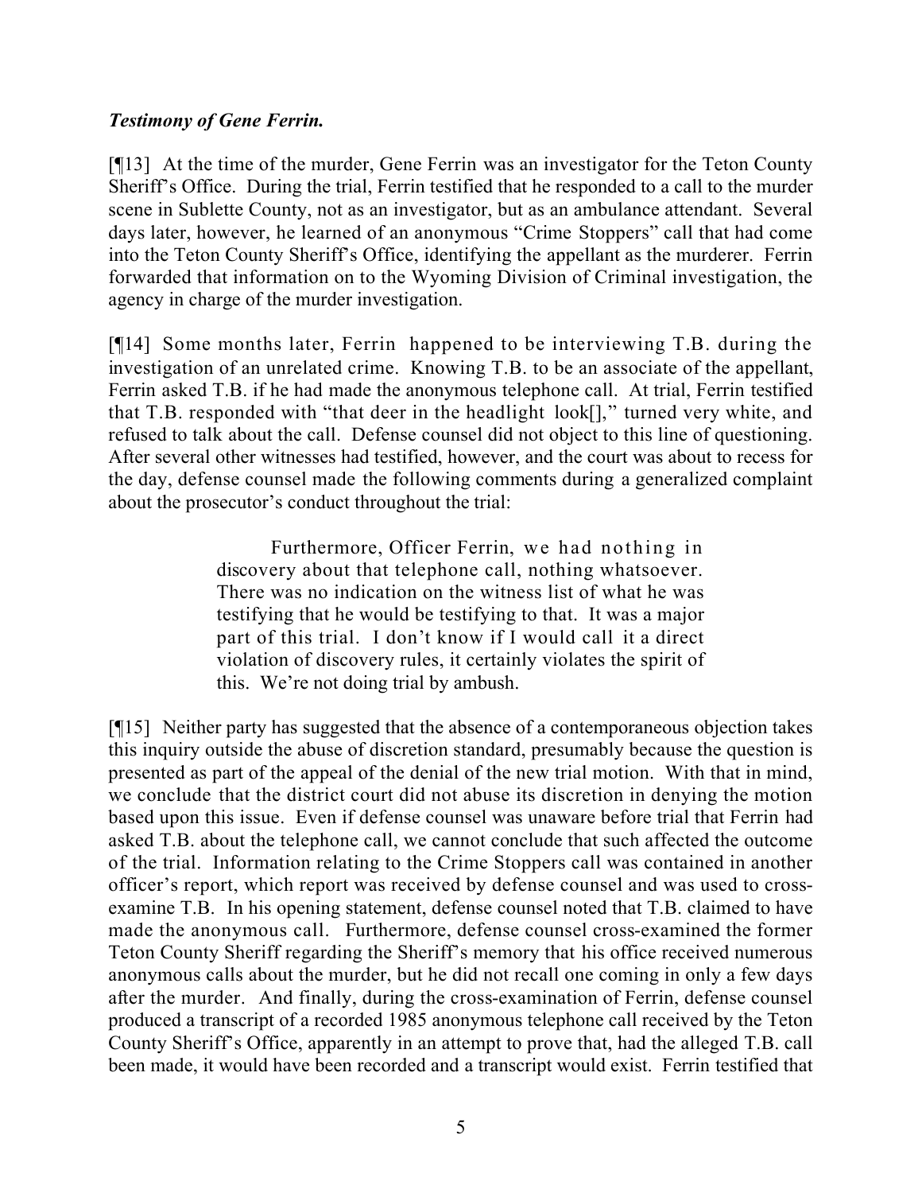***Testimony of Gene Ferrin.***

[¶13] At the time of the murder, Gene Ferrin was an investigator for the Teton County Sheriff's Office. During the trial, Ferrin testified that he responded to a call to the murder scene in Sublette County, not as an investigator, but as an ambulance attendant. Several days later, however, he learned of an anonymous "Crime Stoppers" call that had come into the Teton County Sheriff's Office, identifying the appellant as the murderer. Ferrin forwarded that information on to the Wyoming Division of Criminal investigation, the agency in charge of the murder investigation.

[¶14] Some months later, Ferrin happened to be interviewing T.B. during the investigation of an unrelated crime. Knowing T.B. to be an associate of the appellant, Ferrin asked T.B. if he had made the anonymous telephone call. At trial, Ferrin testified that T.B. responded with "that deer in the headlight look[]," turned very white, and refused to talk about the call. Defense counsel did not object to this line of questioning. After several other witnesses had testified, however, and the court was about to recess for the day, defense counsel made the following comments during a generalized complaint about the prosecutor's conduct throughout the trial:

> Furthermore, Officer Ferrin, we had nothing in discovery about that telephone call, nothing whatsoever. There was no indication on the witness list of what he was testifying that he would be testifying to that. It was a major part of this trial. I don't know if I would call it a direct violation of discovery rules, it certainly violates the spirit of this. We're not doing trial by ambush.

[¶15] Neither party has suggested that the absence of a contemporaneous objection takes this inquiry outside the abuse of discretion standard, presumably because the question is presented as part of the appeal of the denial of the new trial motion. With that in mind, we conclude that the district court did not abuse its discretion in denying the motion based upon this issue. Even if defense counsel was unaware before trial that Ferrin had asked T.B. about the telephone call, we cannot conclude that such affected the outcome of the trial. Information relating to the Crime Stoppers call was contained in another officer's report, which report was received by defense counsel and was used to cross-examine T.B. In his opening statement, defense counsel noted that T.B. claimed to have made the anonymous call. Furthermore, defense counsel cross-examined the former Teton County Sheriff regarding the Sheriff's memory that his office received numerous anonymous calls about the murder, but he did not recall one coming in only a few days after the murder. And finally, during the cross-examination of Ferrin, defense counsel produced a transcript of a recorded 1985 anonymous telephone call received by the Teton County Sheriff's Office, apparently in an attempt to prove that, had the alleged T.B. call been made, it would have been recorded and a transcript would exist. Ferrin testified that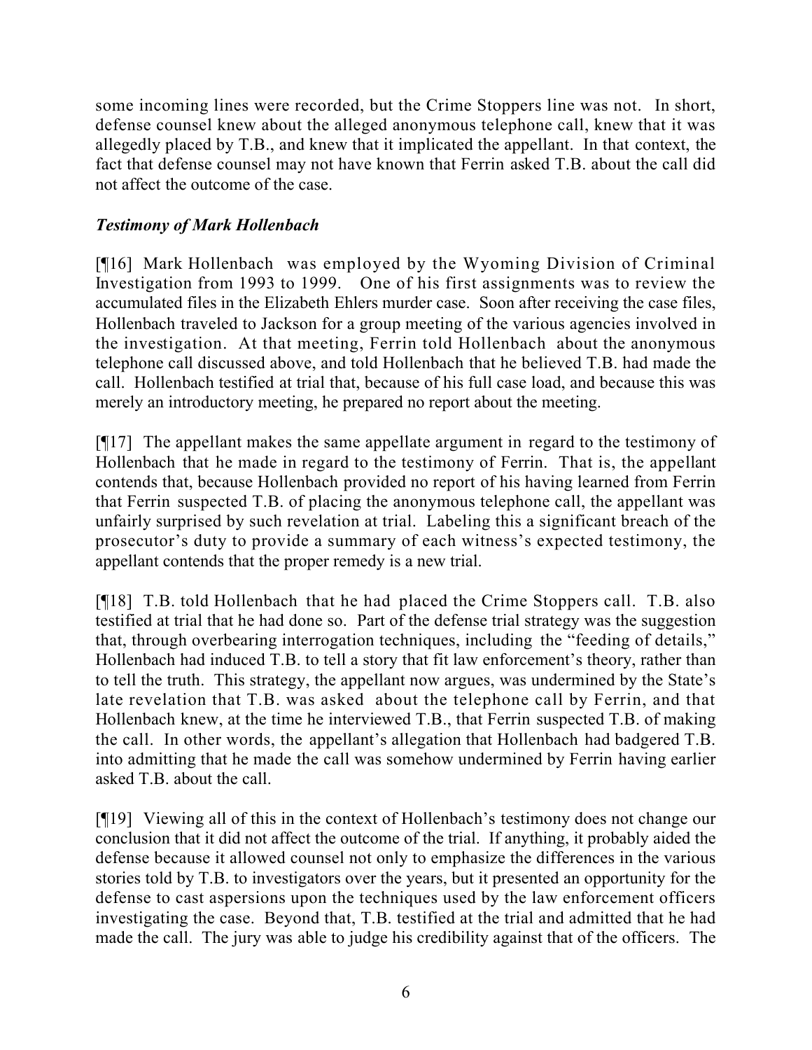some incoming lines were recorded, but the Crime Stoppers line was not. In short, defense counsel knew about the alleged anonymous telephone call, knew that it was allegedly placed by T.B., and knew that it implicated the appellant. In that context, the fact that defense counsel may not have known that Ferrin asked T.B. about the call did not affect the outcome of the case.

***Testimony of Mark Hollenbach***

[¶16] Mark Hollenbach was employed by the Wyoming Division of Criminal Investigation from 1993 to 1999. One of his first assignments was to review the accumulated files in the Elizabeth Ehlers murder case. Soon after receiving the case files, Hollenbach traveled to Jackson for a group meeting of the various agencies involved in the investigation. At that meeting, Ferrin told Hollenbach about the anonymous telephone call discussed above, and told Hollenbach that he believed T.B. had made the call. Hollenbach testified at trial that, because of his full case load, and because this was merely an introductory meeting, he prepared no report about the meeting.

[¶17] The appellant makes the same appellate argument in regard to the testimony of Hollenbach that he made in regard to the testimony of Ferrin. That is, the appellant contends that, because Hollenbach provided no report of his having learned from Ferrin that Ferrin suspected T.B. of placing the anonymous telephone call, the appellant was unfairly surprised by such revelation at trial. Labeling this a significant breach of the prosecutor's duty to provide a summary of each witness's expected testimony, the appellant contends that the proper remedy is a new trial.

[¶18] T.B. told Hollenbach that he had placed the Crime Stoppers call. T.B. also testified at trial that he had done so. Part of the defense trial strategy was the suggestion that, through overbearing interrogation techniques, including the "feeding of details," Hollenbach had induced T.B. to tell a story that fit law enforcement's theory, rather than to tell the truth. This strategy, the appellant now argues, was undermined by the State's late revelation that T.B. was asked about the telephone call by Ferrin, and that Hollenbach knew, at the time he interviewed T.B., that Ferrin suspected T.B. of making the call. In other words, the appellant's allegation that Hollenbach had badgered T.B. into admitting that he made the call was somehow undermined by Ferrin having earlier asked T.B. about the call.

[¶19] Viewing all of this in the context of Hollenbach's testimony does not change our conclusion that it did not affect the outcome of the trial. If anything, it probably aided the defense because it allowed counsel not only to emphasize the differences in the various stories told by T.B. to investigators over the years, but it presented an opportunity for the defense to cast aspersions upon the techniques used by the law enforcement officers investigating the case. Beyond that, T.B. testified at the trial and admitted that he had made the call. The jury was able to judge his credibility against that of the officers. The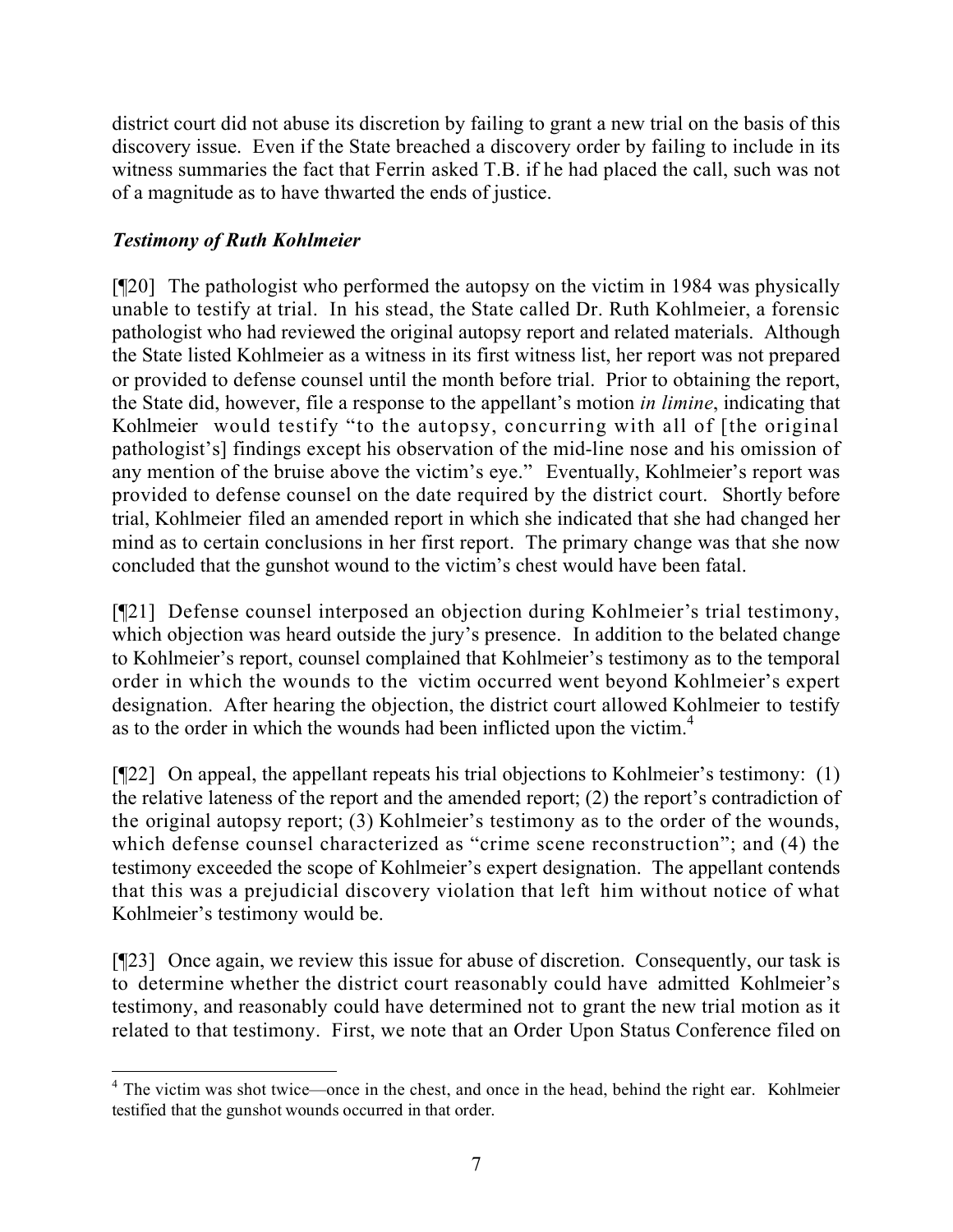district court did not abuse its discretion by failing to grant a new trial on the basis of this discovery issue. Even if the State breached a discovery order by failing to include in its witness summaries the fact that Ferrin asked T.B. if he had placed the call, such was not of a magnitude as to have thwarted the ends of justice.

### *Testimony of Ruth Kohlmeier*

[¶20] The pathologist who performed the autopsy on the victim in 1984 was physically unable to testify at trial. In his stead, the State called Dr. Ruth Kohlmeier, a forensic pathologist who had reviewed the original autopsy report and related materials. Although the State listed Kohlmeier as a witness in its first witness list, her report was not prepared or provided to defense counsel until the month before trial. Prior to obtaining the report, the State did, however, file a response to the appellant's motion *in limine*, indicating that Kohlmeier would testify "to the autopsy, concurring with all of [the original pathologist's] findings except his observation of the mid-line nose and his omission of any mention of the bruise above the victim's eye." Eventually, Kohlmeier's report was provided to defense counsel on the date required by the district court. Shortly before trial, Kohlmeier filed an amended report in which she indicated that she had changed her mind as to certain conclusions in her first report. The primary change was that she now concluded that the gunshot wound to the victim's chest would have been fatal.

[¶21] Defense counsel interposed an objection during Kohlmeier's trial testimony, which objection was heard outside the jury's presence. In addition to the belated change to Kohlmeier's report, counsel complained that Kohlmeier's testimony as to the temporal order in which the wounds to the victim occurred went beyond Kohlmeier's expert designation. After hearing the objection, the district court allowed Kohlmeier to testify as to the order in which the wounds had been inflicted upon the victim.[4]

[¶22] On appeal, the appellant repeats his trial objections to Kohlmeier's testimony: (1) the relative lateness of the report and the amended report; (2) the report's contradiction of the original autopsy report; (3) Kohlmeier's testimony as to the order of the wounds, which defense counsel characterized as "crime scene reconstruction"; and (4) the testimony exceeded the scope of Kohlmeier's expert designation. The appellant contends that this was a prejudicial discovery violation that left him without notice of what Kohlmeier's testimony would be.

[¶23] Once again, we review this issue for abuse of discretion. Consequently, our task is to determine whether the district court reasonably could have admitted Kohlmeier's testimony, and reasonably could have determined not to grant the new trial motion as it related to that testimony. First, we note that an Order Upon Status Conference filed on

---

[4] The victim was shot twice—once in the chest, and once in the head, behind the right ear. Kohlmeier testified that the gunshot wounds occurred in that order.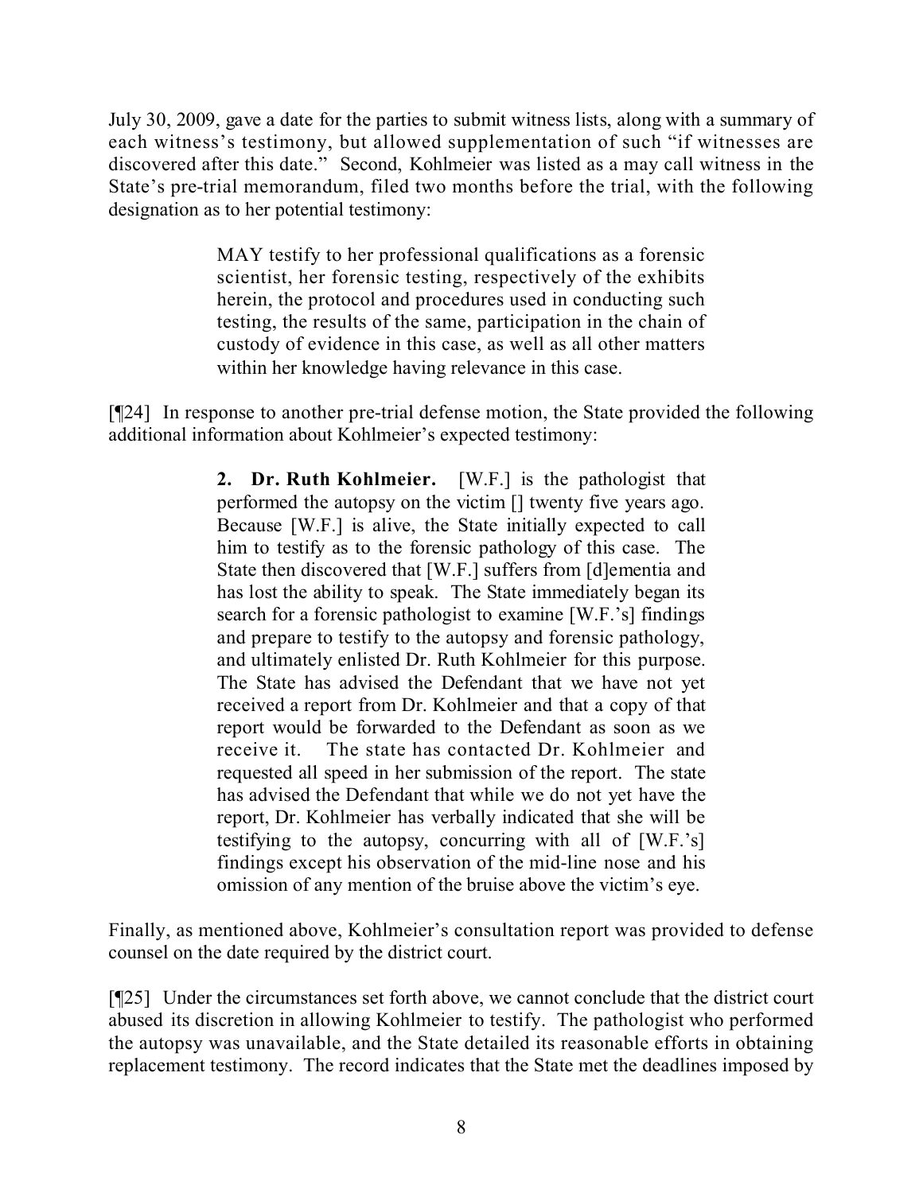July 30, 2009, gave a date for the parties to submit witness lists, along with a summary of each witness's testimony, but allowed supplementation of such "if witnesses are discovered after this date." Second, Kohlmeier was listed as a may call witness in the State's pre-trial memorandum, filed two months before the trial, with the following designation as to her potential testimony:

> MAY testify to her professional qualifications as a forensic scientist, her forensic testing, respectively of the exhibits herein, the protocol and procedures used in conducting such testing, the results of the same, participation in the chain of custody of evidence in this case, as well as all other matters within her knowledge having relevance in this case.

[¶24] In response to another pre-trial defense motion, the State provided the following additional information about Kohlmeier's expected testimony:

> **2. Dr. Ruth Kohlmeier.** [W.F.] is the pathologist that performed the autopsy on the victim [] twenty five years ago. Because [W.F.] is alive, the State initially expected to call him to testify as to the forensic pathology of this case. The State then discovered that [W.F.] suffers from [d]ementia and has lost the ability to speak. The State immediately began its search for a forensic pathologist to examine [W.F.'s] findings and prepare to testify to the autopsy and forensic pathology, and ultimately enlisted Dr. Ruth Kohlmeier for this purpose. The State has advised the Defendant that we have not yet received a report from Dr. Kohlmeier and that a copy of that report would be forwarded to the Defendant as soon as we receive it. The state has contacted Dr. Kohlmeier and requested all speed in her submission of the report. The state has advised the Defendant that while we do not yet have the report, Dr. Kohlmeier has verbally indicated that she will be testifying to the autopsy, concurring with all of [W.F.'s] findings except his observation of the mid-line nose and his omission of any mention of the bruise above the victim's eye.

Finally, as mentioned above, Kohlmeier's consultation report was provided to defense counsel on the date required by the district court.

[¶25] Under the circumstances set forth above, we cannot conclude that the district court abused its discretion in allowing Kohlmeier to testify. The pathologist who performed the autopsy was unavailable, and the State detailed its reasonable efforts in obtaining replacement testimony. The record indicates that the State met the deadlines imposed by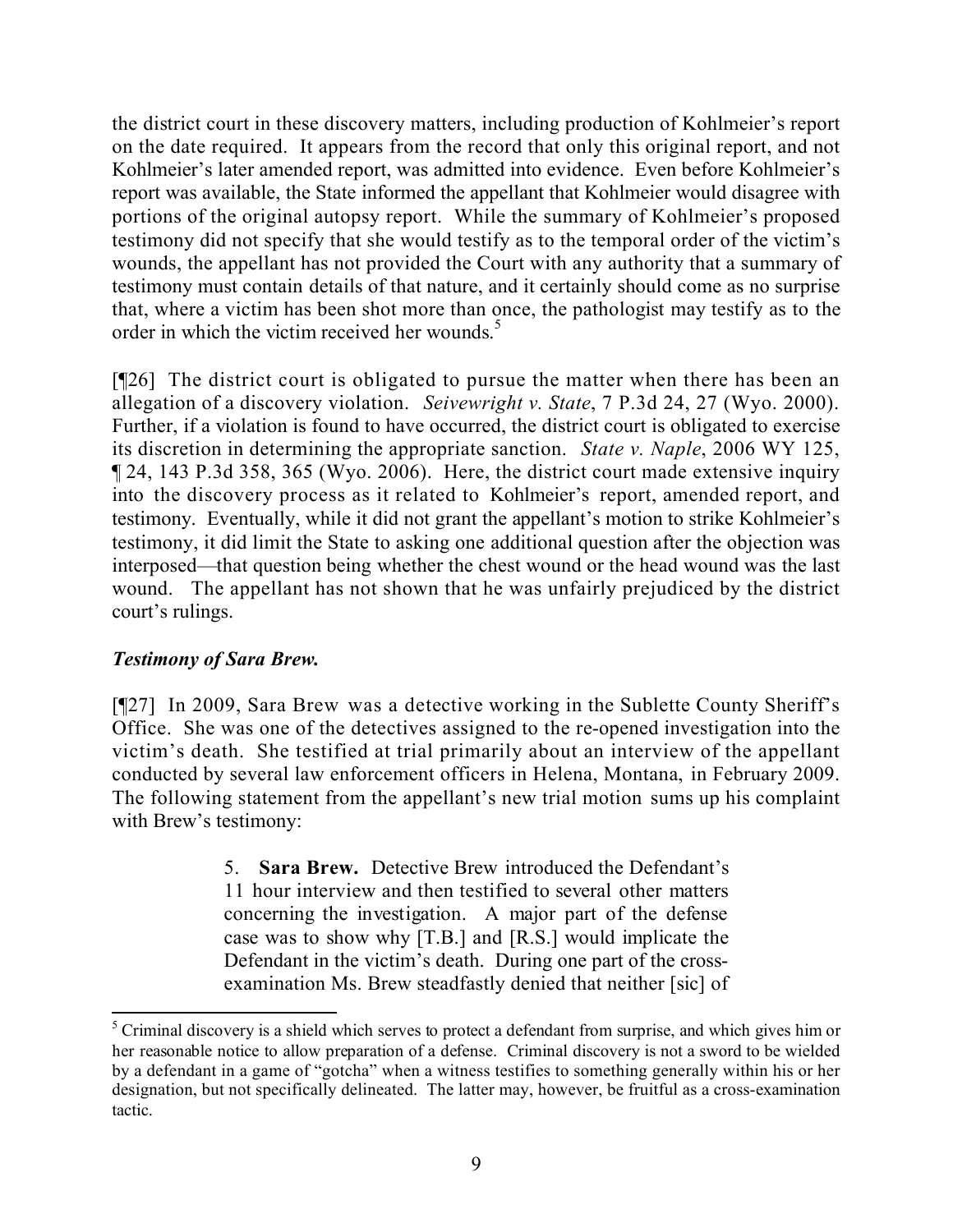the district court in these discovery matters, including production of Kohlmeier's report on the date required. It appears from the record that only this original report, and not Kohlmeier's later amended report, was admitted into evidence. Even before Kohlmeier's report was available, the State informed the appellant that Kohlmeier would disagree with portions of the original autopsy report. While the summary of Kohlmeier's proposed testimony did not specify that she would testify as to the temporal order of the victim's wounds, the appellant has not provided the Court with any authority that a summary of testimony must contain details of that nature, and it certainly should come as no surprise that, where a victim has been shot more than once, the pathologist may testify as to the order in which the victim received her wounds.[5]

[¶26] The district court is obligated to pursue the matter when there has been an allegation of a discovery violation. *Seivewright v. State*, 7 P.3d 24, 27 (Wyo. 2000). Further, if a violation is found to have occurred, the district court is obligated to exercise its discretion in determining the appropriate sanction. *State v. Naple*, 2006 WY 125, ¶ 24, 143 P.3d 358, 365 (Wyo. 2006). Here, the district court made extensive inquiry into the discovery process as it related to Kohlmeier's report, amended report, and testimony. Eventually, while it did not grant the appellant's motion to strike Kohlmeier's testimony, it did limit the State to asking one additional question after the objection was interposed—that question being whether the chest wound or the head wound was the last wound. The appellant has not shown that he was unfairly prejudiced by the district court's rulings.

***Testimony of Sara Brew.***

[¶27] In 2009, Sara Brew was a detective working in the Sublette County Sheriff's Office. She was one of the detectives assigned to the re-opened investigation into the victim's death. She testified at trial primarily about an interview of the appellant conducted by several law enforcement officers in Helena, Montana, in February 2009. The following statement from the appellant's new trial motion sums up his complaint with Brew's testimony:

> 5. **Sara Brew.** Detective Brew introduced the Defendant's 11 hour interview and then testified to several other matters concerning the investigation. A major part of the defense case was to show why [T.B.] and [R.S.] would implicate the Defendant in the victim's death. During one part of the cross-examination Ms. Brew steadfastly denied that neither [sic] of

---

[5] Criminal discovery is a shield which serves to protect a defendant from surprise, and which gives him or her reasonable notice to allow preparation of a defense. Criminal discovery is not a sword to be wielded by a defendant in a game of "gotcha" when a witness testifies to something generally within his or her designation, but not specifically delineated. The latter may, however, be fruitful as a cross-examination tactic.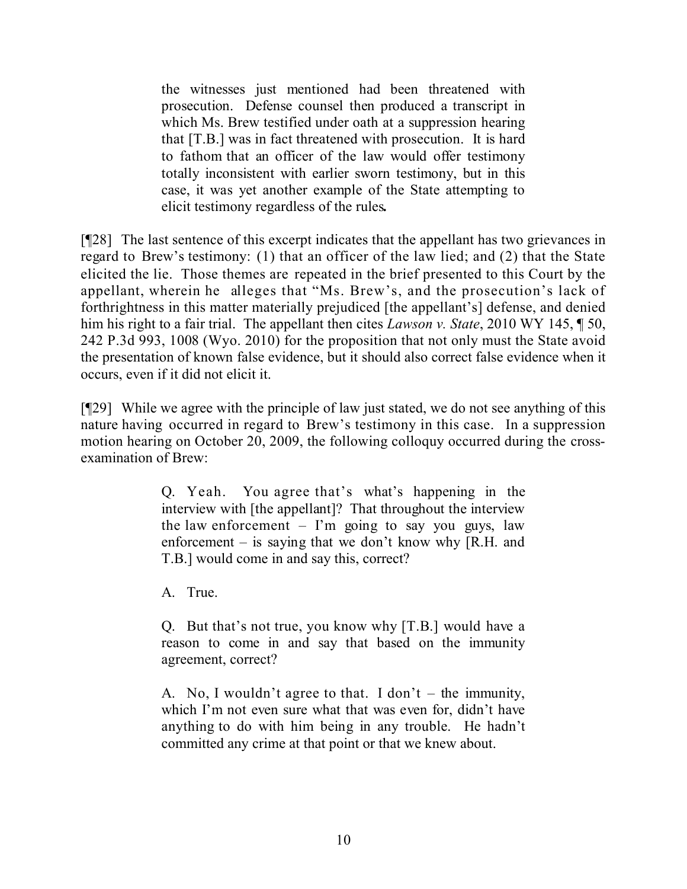> the witnesses just mentioned had been threatened with prosecution. Defense counsel then produced a transcript in which Ms. Brew testified under oath at a suppression hearing that [T.B.] was in fact threatened with prosecution. It is hard to fathom that an officer of the law would offer testimony totally inconsistent with earlier sworn testimony, but in this case, it was yet another example of the State attempting to elicit testimony regardless of the rules**.**

[¶28] The last sentence of this excerpt indicates that the appellant has two grievances in regard to Brew's testimony: (1) that an officer of the law lied; and (2) that the State elicited the lie. Those themes are repeated in the brief presented to this Court by the appellant, wherein he alleges that "Ms. Brew's, and the prosecution's lack of forthrightness in this matter materially prejudiced [the appellant's] defense, and denied him his right to a fair trial. The appellant then cites *Lawson v. State*, 2010 WY 145, ¶ 50, 242 P.3d 993, 1008 (Wyo. 2010) for the proposition that not only must the State avoid the presentation of known false evidence, but it should also correct false evidence when it occurs, even if it did not elicit it.

[¶29] While we agree with the principle of law just stated, we do not see anything of this nature having occurred in regard to Brew's testimony in this case. In a suppression motion hearing on October 20, 2009, the following colloquy occurred during the cross-examination of Brew:

> Q. Yeah. You agree that's what's happening in the interview with [the appellant]? That throughout the interview the law enforcement – I'm going to say you guys, law enforcement – is saying that we don't know why [R.H. and T.B.] would come in and say this, correct?
>
> A. True.
>
> Q. But that's not true, you know why [T.B.] would have a reason to come in and say that based on the immunity agreement, correct?
>
> A. No, I wouldn't agree to that. I don't – the immunity, which I'm not even sure what that was even for, didn't have anything to do with him being in any trouble. He hadn't committed any crime at that point or that we knew about.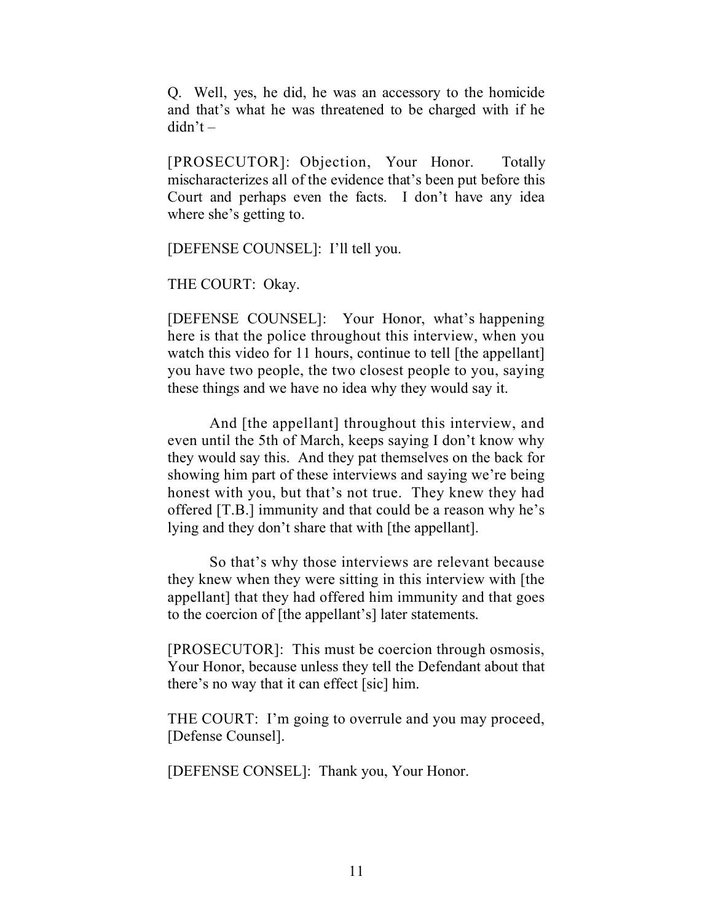Q. Well, yes, he did, he was an accessory to the homicide and that's what he was threatened to be charged with if he didn't –

[PROSECUTOR]: Objection, Your Honor. Totally mischaracterizes all of the evidence that's been put before this Court and perhaps even the facts. I don't have any idea where she's getting to.

[DEFENSE COUNSEL]: I'll tell you.

THE COURT: Okay.

[DEFENSE COUNSEL]: Your Honor, what's happening here is that the police throughout this interview, when you watch this video for 11 hours, continue to tell [the appellant] you have two people, the two closest people to you, saying these things and we have no idea why they would say it.

And [the appellant] throughout this interview, and even until the 5th of March, keeps saying I don't know why they would say this. And they pat themselves on the back for showing him part of these interviews and saying we're being honest with you, but that's not true. They knew they had offered [T.B.] immunity and that could be a reason why he's lying and they don't share that with [the appellant].

So that's why those interviews are relevant because they knew when they were sitting in this interview with [the appellant] that they had offered him immunity and that goes to the coercion of [the appellant's] later statements.

[PROSECUTOR]: This must be coercion through osmosis, Your Honor, because unless they tell the Defendant about that there's no way that it can effect [sic] him.

THE COURT: I'm going to overrule and you may proceed, [Defense Counsel].

[DEFENSE CONSEL]: Thank you, Your Honor.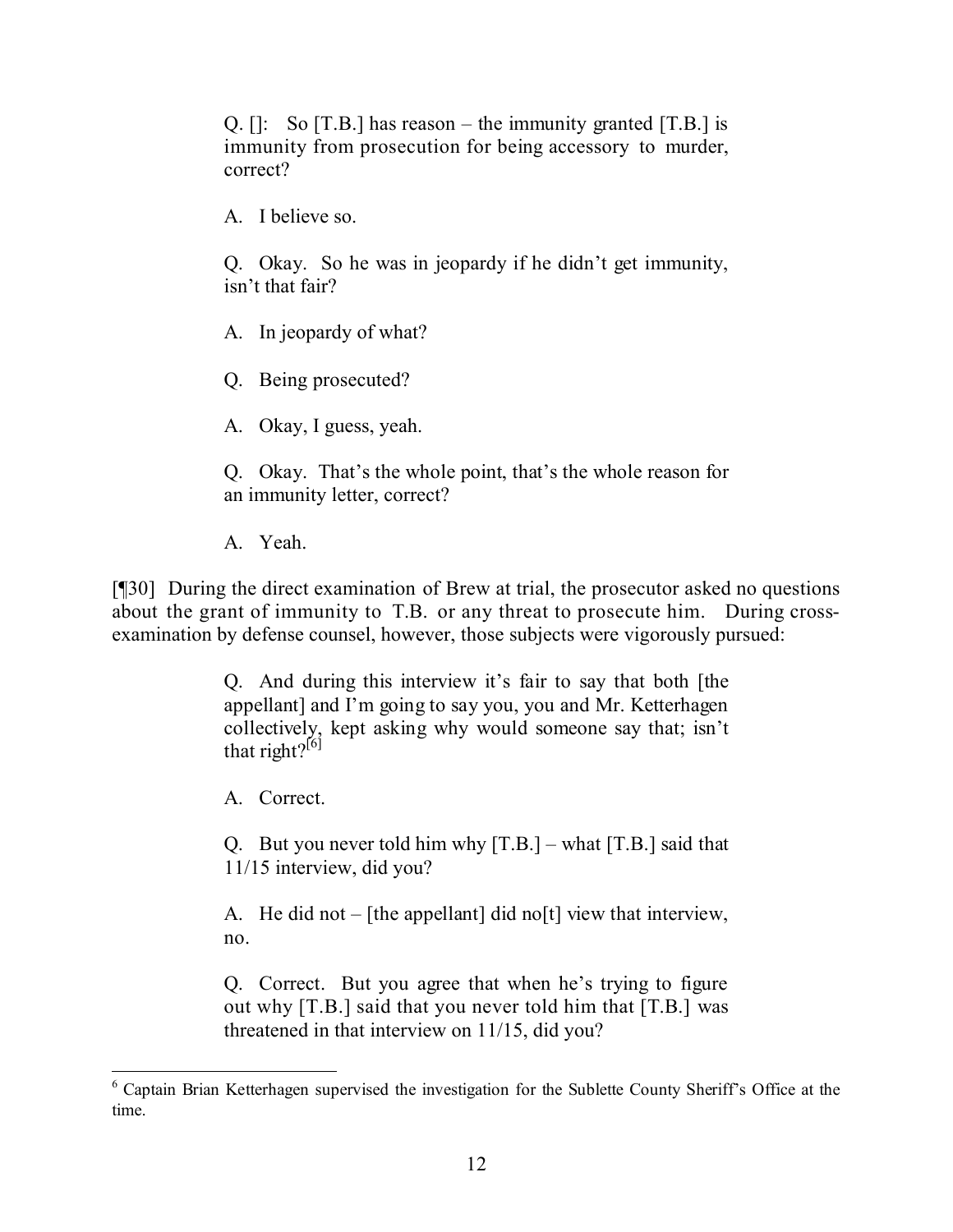> Q. []: So [T.B.] has reason – the immunity granted [T.B.] is immunity from prosecution for being accessory to murder, correct?
>
> A. I believe so.
>
> Q. Okay. So he was in jeopardy if he didn't get immunity, isn't that fair?
>
> A. In jeopardy of what?
>
> Q. Being prosecuted?
>
> A. Okay, I guess, yeah.
>
> Q. Okay. That's the whole point, that's the whole reason for an immunity letter, correct?
>
> A. Yeah.

[¶30] During the direct examination of Brew at trial, the prosecutor asked no questions about the grant of immunity to T.B. or any threat to prosecute him. During cross-examination by defense counsel, however, those subjects were vigorously pursued:

> Q. And during this interview it's fair to say that both [the appellant] and I'm going to say you, you and Mr. Ketterhagen collectively, kept asking why would someone say that; isn't that right?[6]
>
> A. Correct.
>
> Q. But you never told him why [T.B.] – what [T.B.] said that 11/15 interview, did you?
>
> A. He did not – [the appellant] did no[t] view that interview, no.
>
> Q. Correct. But you agree that when he's trying to figure out why [T.B.] said that you never told him that [T.B.] was threatened in that interview on 11/15, did you?

---

[6] Captain Brian Ketterhagen supervised the investigation for the Sublette County Sheriff's Office at the time.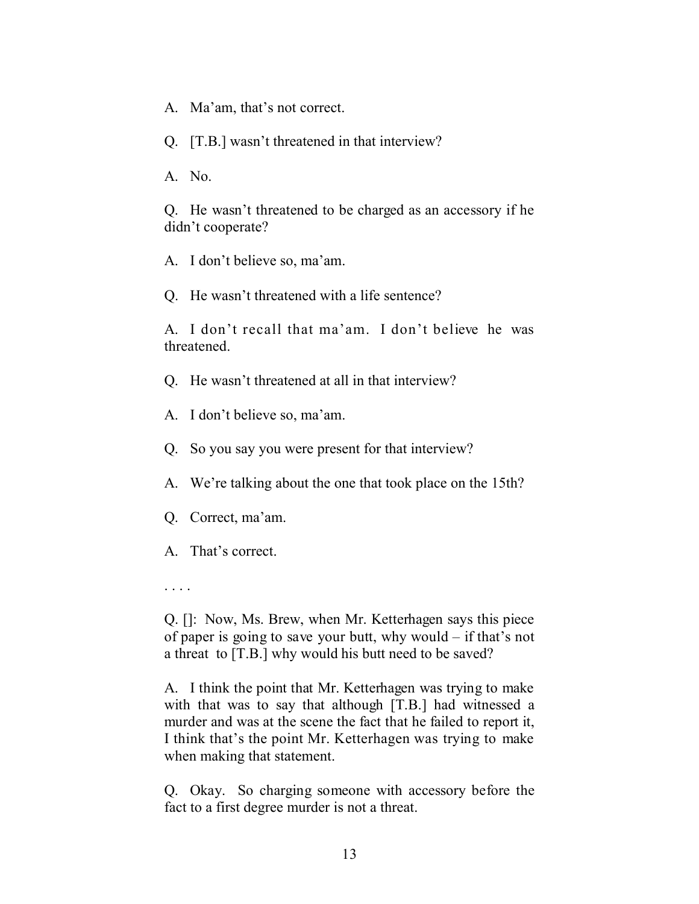A. Ma'am, that's not correct.

Q. [T.B.] wasn't threatened in that interview?

A. No.

Q. He wasn't threatened to be charged as an accessory if he didn't cooperate?

A. I don't believe so, ma'am.

Q. He wasn't threatened with a life sentence?

A. I don't recall that ma'am. I don't believe he was threatened.

Q. He wasn't threatened at all in that interview?

A. I don't believe so, ma'am.

Q. So you say you were present for that interview?

A. We're talking about the one that took place on the 15th?

Q. Correct, ma'am.

A. That's correct.

. . . .

Q. []: Now, Ms. Brew, when Mr. Ketterhagen says this piece of paper is going to save your butt, why would – if that's not a threat to [T.B.] why would his butt need to be saved?

A. I think the point that Mr. Ketterhagen was trying to make with that was to say that although [T.B.] had witnessed a murder and was at the scene the fact that he failed to report it, I think that's the point Mr. Ketterhagen was trying to make when making that statement.

Q. Okay. So charging someone with accessory before the fact to a first degree murder is not a threat.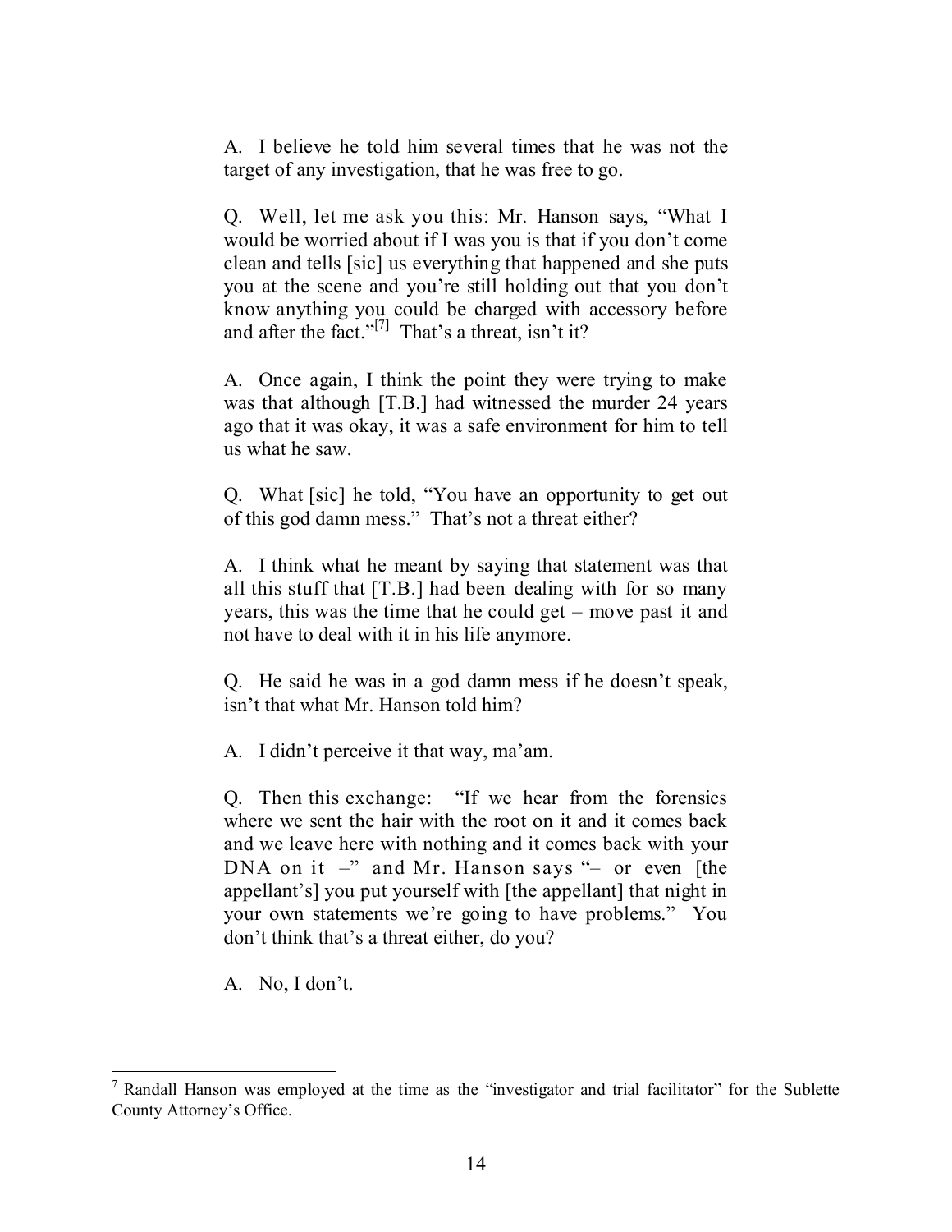A. I believe he told him several times that he was not the target of any investigation, that he was free to go.

Q. Well, let me ask you this: Mr. Hanson says, "What I would be worried about if I was you is that if you don't come clean and tells [sic] us everything that happened and she puts you at the scene and you're still holding out that you don't know anything you could be charged with accessory before and after the fact."[7] That's a threat, isn't it?

A. Once again, I think the point they were trying to make was that although [T.B.] had witnessed the murder 24 years ago that it was okay, it was a safe environment for him to tell us what he saw.

Q. What [sic] he told, "You have an opportunity to get out of this god damn mess." That's not a threat either?

A. I think what he meant by saying that statement was that all this stuff that [T.B.] had been dealing with for so many years, this was the time that he could get – move past it and not have to deal with it in his life anymore.

Q. He said he was in a god damn mess if he doesn't speak, isn't that what Mr. Hanson told him?

A. I didn't perceive it that way, ma'am.

Q. Then this exchange: "If we hear from the forensics where we sent the hair with the root on it and it comes back and we leave here with nothing and it comes back with your DNA on it –" and Mr. Hanson says "– or even [the appellant's] you put yourself with [the appellant] that night in your own statements we're going to have problems." You don't think that's a threat either, do you?

A. No, I don't.

---

[7] Randall Hanson was employed at the time as the "investigator and trial facilitator" for the Sublette County Attorney's Office.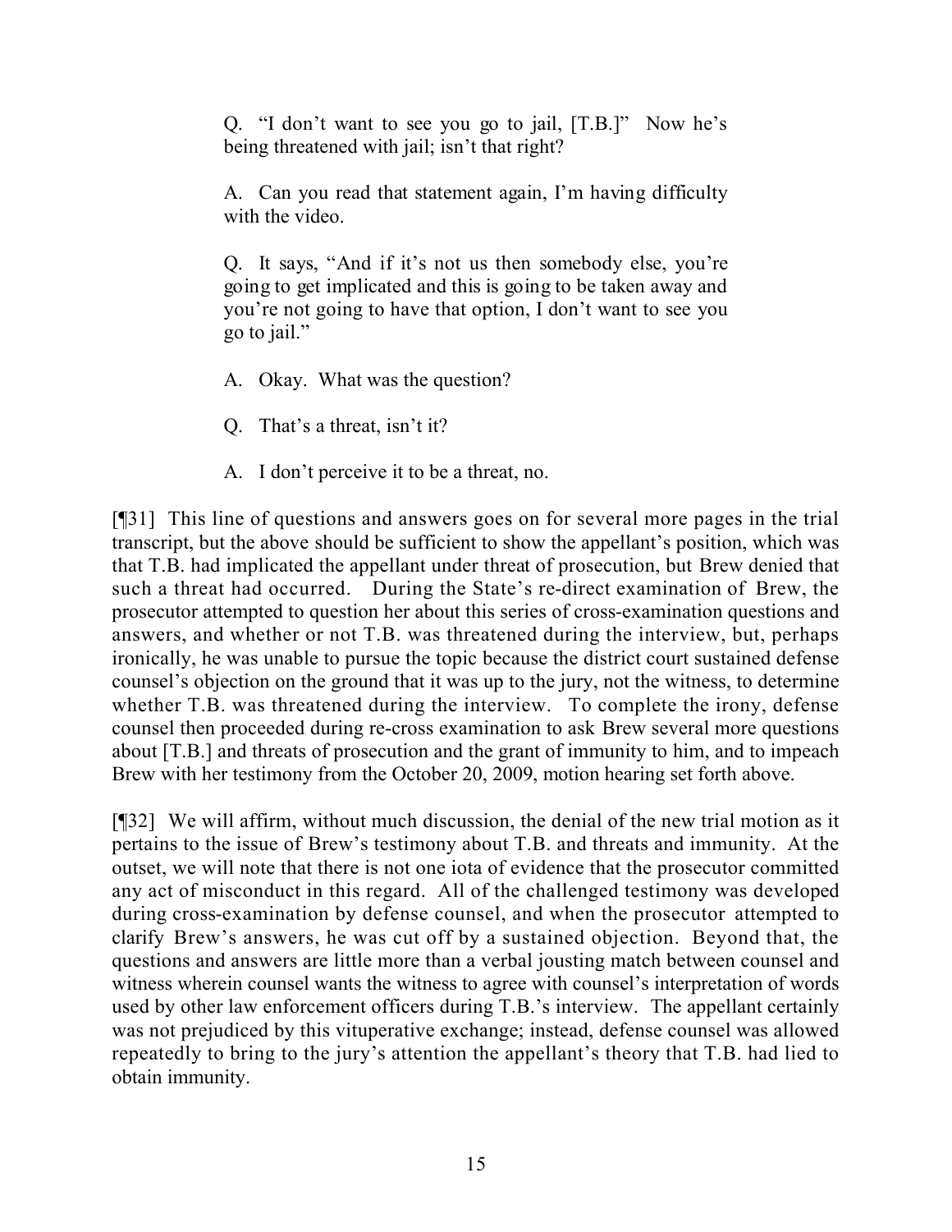> Q. "I don't want to see you go to jail, [T.B.]" Now he's being threatened with jail; isn't that right?
>
> A. Can you read that statement again, I'm having difficulty with the video.
>
> Q. It says, "And if it's not us then somebody else, you're going to get implicated and this is going to be taken away and you're not going to have that option, I don't want to see you go to jail."
>
> A. Okay. What was the question?
>
> Q. That's a threat, isn't it?
>
> A. I don't perceive it to be a threat, no.

[¶31] This line of questions and answers goes on for several more pages in the trial transcript, but the above should be sufficient to show the appellant's position, which was that T.B. had implicated the appellant under threat of prosecution, but Brew denied that such a threat had occurred. During the State's re-direct examination of Brew, the prosecutor attempted to question her about this series of cross-examination questions and answers, and whether or not T.B. was threatened during the interview, but, perhaps ironically, he was unable to pursue the topic because the district court sustained defense counsel's objection on the ground that it was up to the jury, not the witness, to determine whether T.B. was threatened during the interview. To complete the irony, defense counsel then proceeded during re-cross examination to ask Brew several more questions about [T.B.] and threats of prosecution and the grant of immunity to him, and to impeach Brew with her testimony from the October 20, 2009, motion hearing set forth above.

[¶32] We will affirm, without much discussion, the denial of the new trial motion as it pertains to the issue of Brew's testimony about T.B. and threats and immunity. At the outset, we will note that there is not one iota of evidence that the prosecutor committed any act of misconduct in this regard. All of the challenged testimony was developed during cross-examination by defense counsel, and when the prosecutor attempted to clarify Brew's answers, he was cut off by a sustained objection. Beyond that, the questions and answers are little more than a verbal jousting match between counsel and witness wherein counsel wants the witness to agree with counsel's interpretation of words used by other law enforcement officers during T.B.'s interview. The appellant certainly was not prejudiced by this vituperative exchange; instead, defense counsel was allowed repeatedly to bring to the jury's attention the appellant's theory that T.B. had lied to obtain immunity.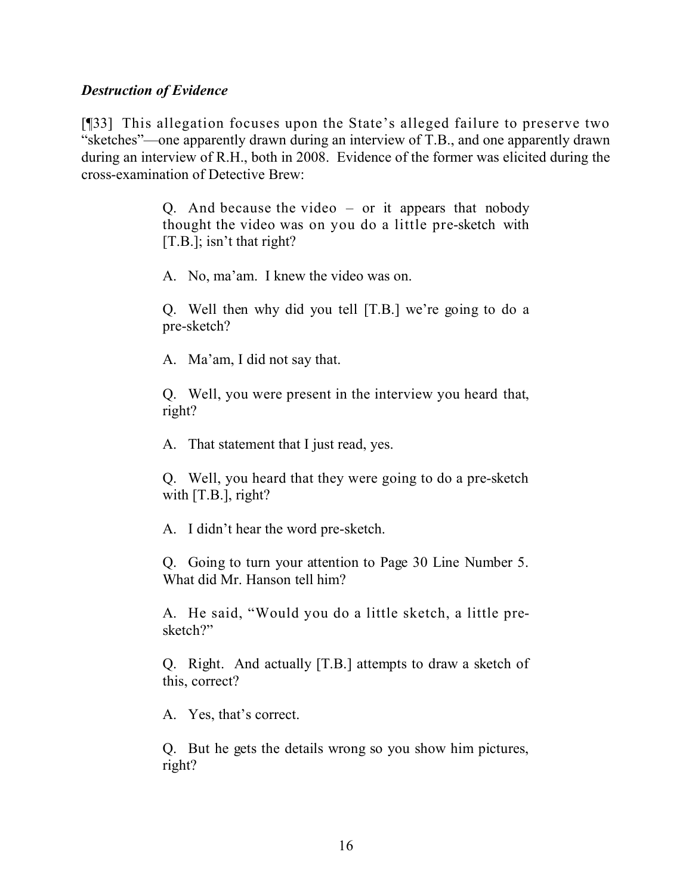***Destruction of Evidence***

[¶33] This allegation focuses upon the State's alleged failure to preserve two "sketches"—one apparently drawn during an interview of T.B., and one apparently drawn during an interview of R.H., both in 2008. Evidence of the former was elicited during the cross-examination of Detective Brew:

> Q. And because the video – or it appears that nobody thought the video was on you do a little pre-sketch with [T.B.]; isn't that right?
>
> A. No, ma'am. I knew the video was on.
>
> Q. Well then why did you tell [T.B.] we're going to do a pre-sketch?
>
> A. Ma'am, I did not say that.
>
> Q. Well, you were present in the interview you heard that, right?
>
> A. That statement that I just read, yes.
>
> Q. Well, you heard that they were going to do a pre-sketch with [T.B.], right?
>
> A. I didn't hear the word pre-sketch.
>
> Q. Going to turn your attention to Page 30 Line Number 5. What did Mr. Hanson tell him?
>
> A. He said, "Would you do a little sketch, a little pre-sketch?"
>
> Q. Right. And actually [T.B.] attempts to draw a sketch of this, correct?
>
> A. Yes, that's correct.
>
> Q. But he gets the details wrong so you show him pictures, right?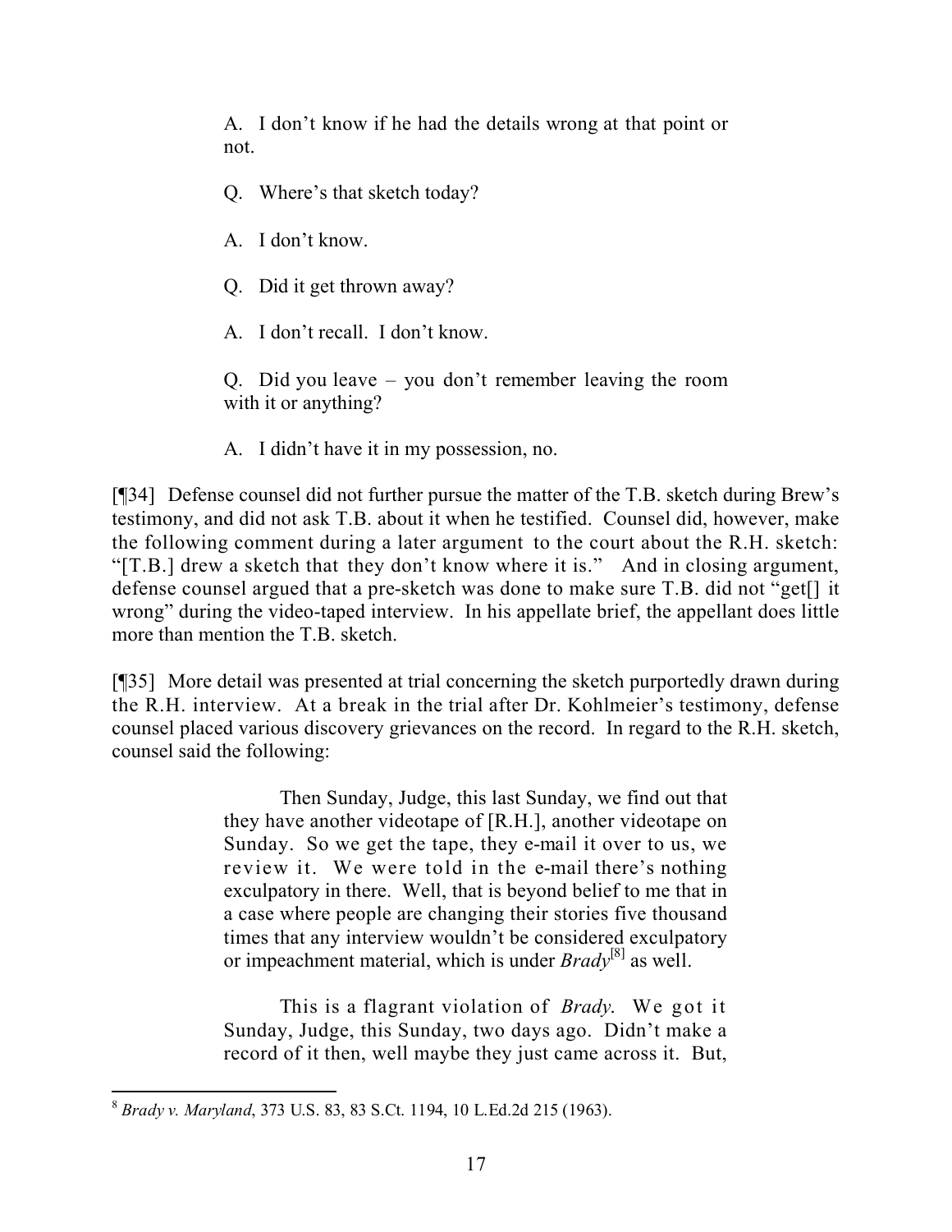> A. I don't know if he had the details wrong at that point or not.
>
> Q. Where's that sketch today?
>
> A. I don't know.
>
> Q. Did it get thrown away?
>
> A. I don't recall. I don't know.
>
> Q. Did you leave – you don't remember leaving the room with it or anything?
>
> A. I didn't have it in my possession, no.

[¶34] Defense counsel did not further pursue the matter of the T.B. sketch during Brew's testimony, and did not ask T.B. about it when he testified. Counsel did, however, make the following comment during a later argument to the court about the R.H. sketch: "[T.B.] drew a sketch that they don't know where it is." And in closing argument, defense counsel argued that a pre-sketch was done to make sure T.B. did not "get[] it wrong" during the video-taped interview. In his appellate brief, the appellant does little more than mention the T.B. sketch.

[¶35] More detail was presented at trial concerning the sketch purportedly drawn during the R.H. interview. At a break in the trial after Dr. Kohlmeier's testimony, defense counsel placed various discovery grievances on the record. In regard to the R.H. sketch, counsel said the following:

> Then Sunday, Judge, this last Sunday, we find out that they have another videotape of [R.H.], another videotape on Sunday. So we get the tape, they e-mail it over to us, we review it. We were told in the e-mail there's nothing exculpatory in there. Well, that is beyond belief to me that in a case where people are changing their stories five thousand times that any interview wouldn't be considered exculpatory or impeachment material, which is under *Brady*[8] as well.
>
> This is a flagrant violation of *Brady*. We got it Sunday, Judge, this Sunday, two days ago. Didn't make a record of it then, well maybe they just came across it. But,

---

[8] *Brady v. Maryland*, 373 U.S. 83, 83 S.Ct. 1194, 10 L.Ed.2d 215 (1963).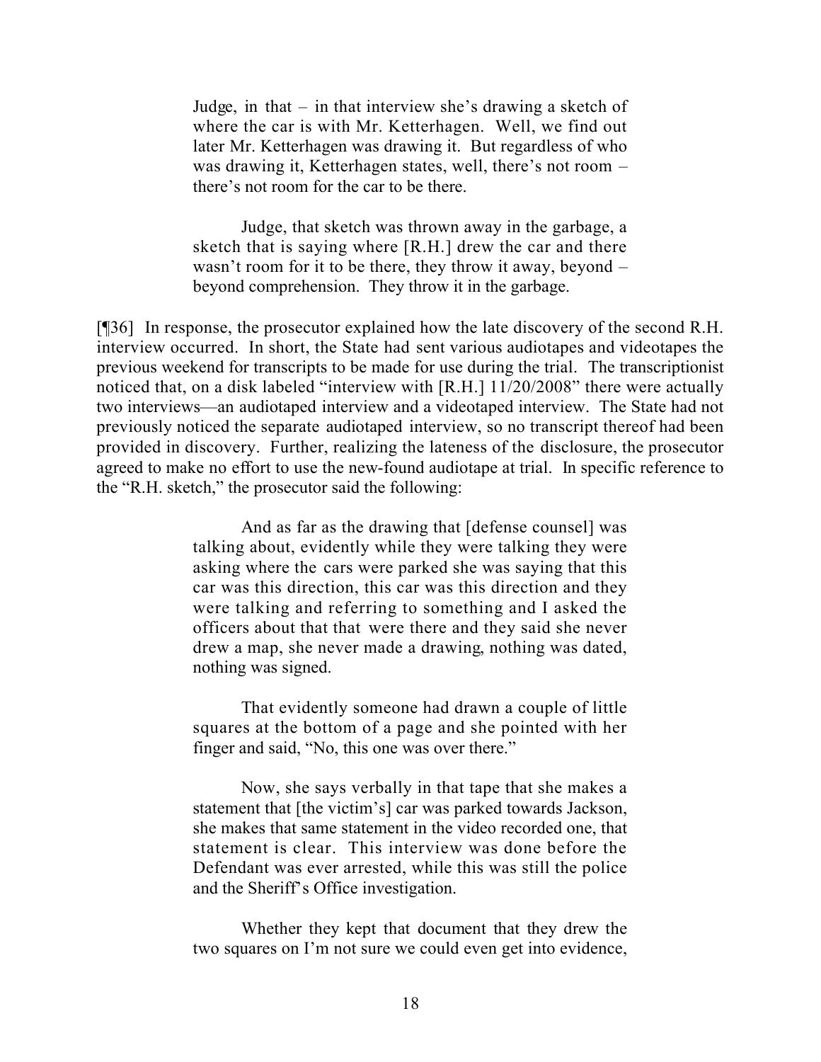> Judge, in that – in that interview she's drawing a sketch of where the car is with Mr. Ketterhagen. Well, we find out later Mr. Ketterhagen was drawing it. But regardless of who was drawing it, Ketterhagen states, well, there's not room – there's not room for the car to be there.
>
> Judge, that sketch was thrown away in the garbage, a sketch that is saying where [R.H.] drew the car and there wasn't room for it to be there, they throw it away, beyond – beyond comprehension. They throw it in the garbage.

[¶36] In response, the prosecutor explained how the late discovery of the second R.H. interview occurred. In short, the State had sent various audiotapes and videotapes the previous weekend for transcripts to be made for use during the trial. The transcriptionist noticed that, on a disk labeled "interview with [R.H.] 11/20/2008" there were actually two interviews—an audiotaped interview and a videotaped interview. The State had not previously noticed the separate audiotaped interview, so no transcript thereof had been provided in discovery. Further, realizing the lateness of the disclosure, the prosecutor agreed to make no effort to use the new-found audiotape at trial. In specific reference to the "R.H. sketch," the prosecutor said the following:

> And as far as the drawing that [defense counsel] was talking about, evidently while they were talking they were asking where the cars were parked she was saying that this car was this direction, this car was this direction and they were talking and referring to something and I asked the officers about that that were there and they said she never drew a map, she never made a drawing, nothing was dated, nothing was signed.
>
> That evidently someone had drawn a couple of little squares at the bottom of a page and she pointed with her finger and said, "No, this one was over there."
>
> Now, she says verbally in that tape that she makes a statement that [the victim's] car was parked towards Jackson, she makes that same statement in the video recorded one, that statement is clear. This interview was done before the Defendant was ever arrested, while this was still the police and the Sheriff's Office investigation.
>
> Whether they kept that document that they drew the two squares on I'm not sure we could even get into evidence,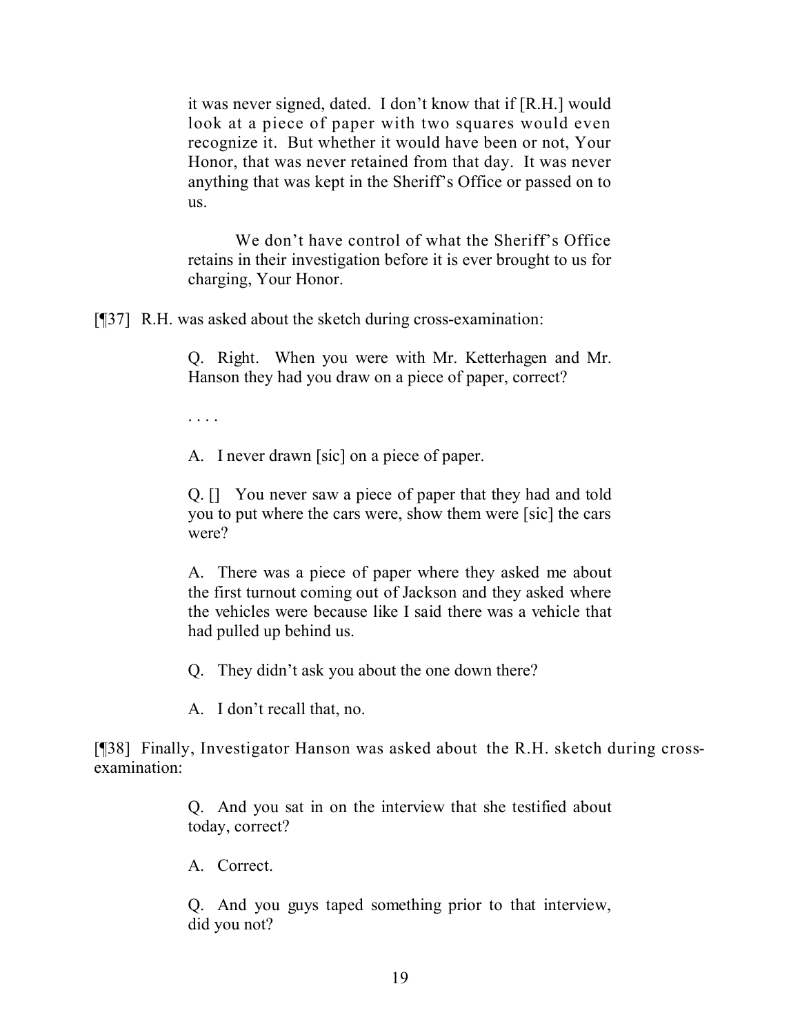> it was never signed, dated. I don't know that if [R.H.] would look at a piece of paper with two squares would even recognize it. But whether it would have been or not, Your Honor, that was never retained from that day. It was never anything that was kept in the Sheriff's Office or passed on to us.
>
> We don't have control of what the Sheriff's Office retains in their investigation before it is ever brought to us for charging, Your Honor.

[¶37] R.H. was asked about the sketch during cross-examination:

> Q. Right. When you were with Mr. Ketterhagen and Mr. Hanson they had you draw on a piece of paper, correct?
>
> . . . .
>
> A. I never drawn [sic] on a piece of paper.
>
> Q. [] You never saw a piece of paper that they had and told you to put where the cars were, show them were [sic] the cars were?
>
> A. There was a piece of paper where they asked me about the first turnout coming out of Jackson and they asked where the vehicles were because like I said there was a vehicle that had pulled up behind us.
>
> Q. They didn't ask you about the one down there?
>
> A. I don't recall that, no.

[¶38] Finally, Investigator Hanson was asked about the R.H. sketch during cross-examination:

> Q. And you sat in on the interview that she testified about today, correct?
>
> A. Correct.
>
> Q. And you guys taped something prior to that interview, did you not?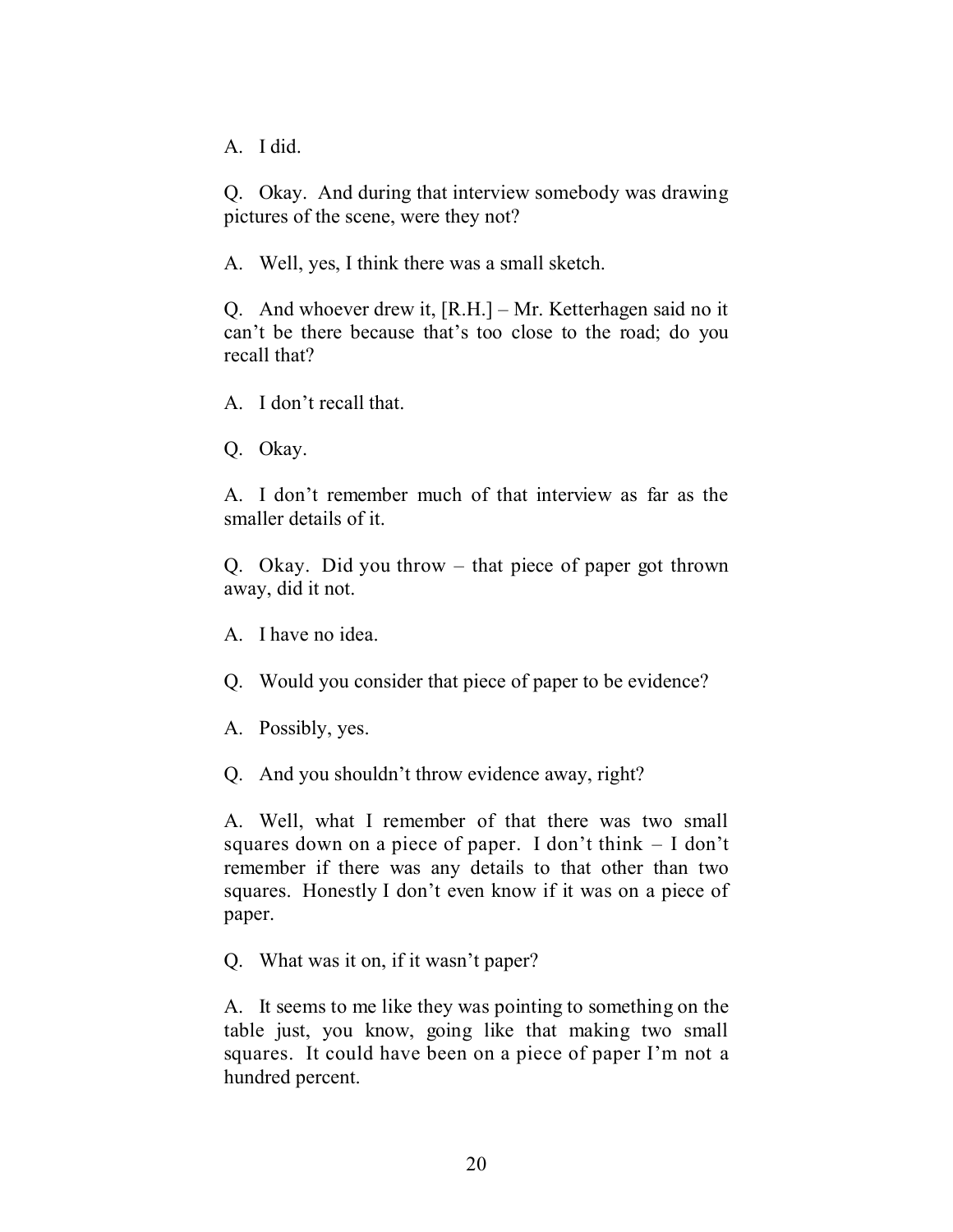A. I did.

Q. Okay. And during that interview somebody was drawing pictures of the scene, were they not?

A. Well, yes, I think there was a small sketch.

Q. And whoever drew it, [R.H.] – Mr. Ketterhagen said no it can't be there because that's too close to the road; do you recall that?

A. I don't recall that.

Q. Okay.

A. I don't remember much of that interview as far as the smaller details of it.

Q. Okay. Did you throw – that piece of paper got thrown away, did it not.

A. I have no idea.

Q. Would you consider that piece of paper to be evidence?

A. Possibly, yes.

Q. And you shouldn't throw evidence away, right?

A. Well, what I remember of that there was two small squares down on a piece of paper. I don't think – I don't remember if there was any details to that other than two squares. Honestly I don't even know if it was on a piece of paper.

Q. What was it on, if it wasn't paper?

A. It seems to me like they was pointing to something on the table just, you know, going like that making two small squares. It could have been on a piece of paper I'm not a hundred percent.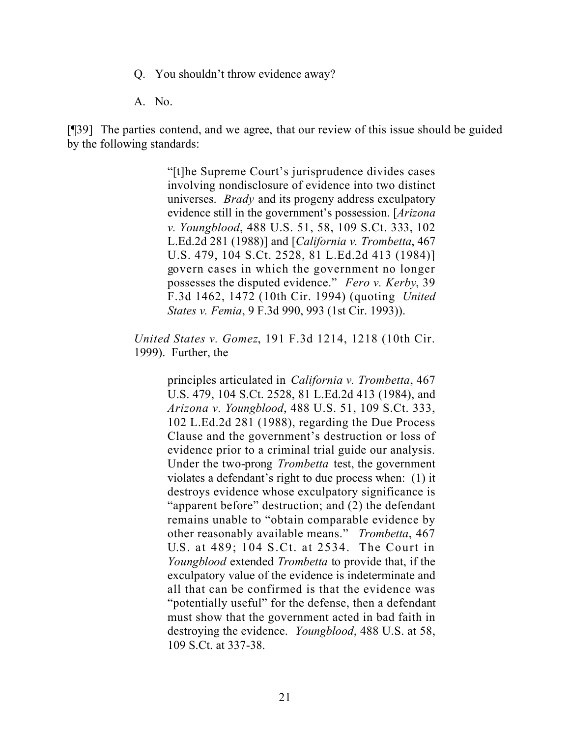Q. You shouldn't throw evidence away?

A. No.

[¶39] The parties contend, and we agree, that our review of this issue should be guided by the following standards:

> "[t]he Supreme Court's jurisprudence divides cases involving nondisclosure of evidence into two distinct universes. *Brady* and its progeny address exculpatory evidence still in the government's possession. [*Arizona v. Youngblood*, 488 U.S. 51, 58, 109 S.Ct. 333, 102 L.Ed.2d 281 (1988)] and [*California v. Trombetta*, 467 U.S. 479, 104 S.Ct. 2528, 81 L.Ed.2d 413 (1984)] govern cases in which the government no longer possesses the disputed evidence." *Fero v. Kerby*, 39 F.3d 1462, 1472 (10th Cir. 1994) (quoting *United States v. Femia*, 9 F.3d 990, 993 (1st Cir. 1993)).

*United States v. Gomez*, 191 F.3d 1214, 1218 (10th Cir. 1999). Further, the

> principles articulated in *California v. Trombetta*, 467 U.S. 479, 104 S.Ct. 2528, 81 L.Ed.2d 413 (1984), and *Arizona v. Youngblood*, 488 U.S. 51, 109 S.Ct. 333, 102 L.Ed.2d 281 (1988), regarding the Due Process Clause and the government's destruction or loss of evidence prior to a criminal trial guide our analysis. Under the two-prong *Trombetta* test, the government violates a defendant's right to due process when: (1) it destroys evidence whose exculpatory significance is "apparent before" destruction; and (2) the defendant remains unable to "obtain comparable evidence by other reasonably available means." *Trombetta*, 467 U.S. at 489; 104 S.Ct. at 2534. The Court in *Youngblood* extended *Trombetta* to provide that, if the exculpatory value of the evidence is indeterminate and all that can be confirmed is that the evidence was "potentially useful" for the defense, then a defendant must show that the government acted in bad faith in destroying the evidence. *Youngblood*, 488 U.S. at 58, 109 S.Ct. at 337-38.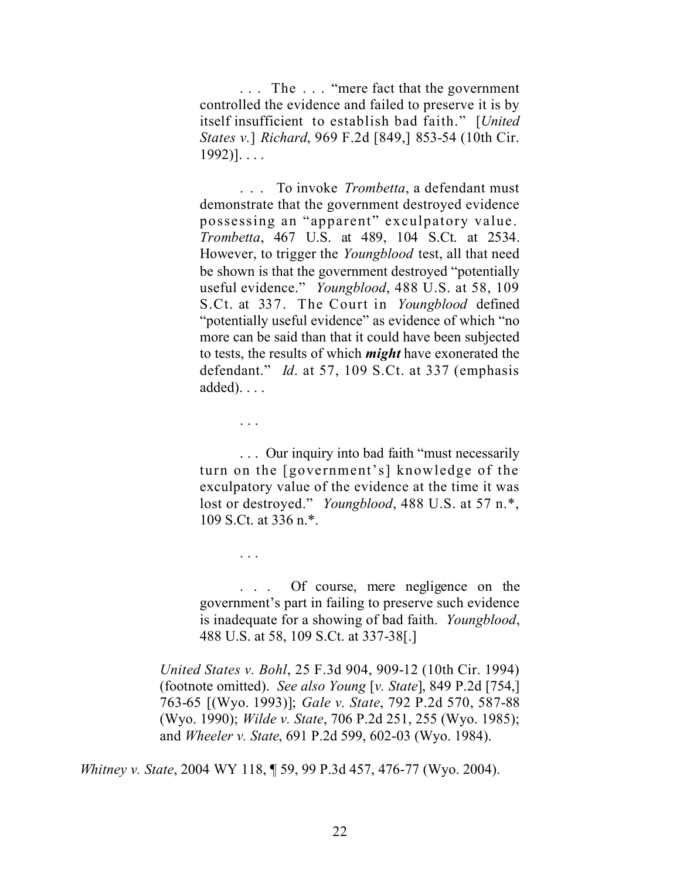> > . . . The . . . "mere fact that the government controlled the evidence and failed to preserve it is by itself insufficient to establish bad faith." [*United States v.*] *Richard*, 969 F.2d [849,] 853-54 (10th Cir. 1992)]. . . .
> >
> > . . . To invoke *Trombetta*, a defendant must demonstrate that the government destroyed evidence possessing an "apparent" exculpatory value. *Trombetta*, 467 U.S. at 489, 104 S.Ct. at 2534. However, to trigger the *Youngblood* test, all that need be shown is that the government destroyed "potentially useful evidence." *Youngblood*, 488 U.S. at 58, 109 S.Ct. at 337. The Court in *Youngblood* defined "potentially useful evidence" as evidence of which "no more can be said than that it could have been subjected to tests, the results of which ***might*** have exonerated the defendant." *Id*. at 57, 109 S.Ct. at 337 (emphasis added). . . .
> >
> > . . .
> >
> > . . . Our inquiry into bad faith "must necessarily turn on the [government's] knowledge of the exculpatory value of the evidence at the time it was lost or destroyed." *Youngblood*, 488 U.S. at 57 n.*, 109 S.Ct. at 336 n.*.
> >
> > . . .
> >
> > . . . Of course, mere negligence on the government's part in failing to preserve such evidence is inadequate for a showing of bad faith. *Youngblood*, 488 U.S. at 58, 109 S.Ct. at 337-38[.]
>
> *United States v. Bohl*, 25 F.3d 904, 909-12 (10th Cir. 1994) (footnote omitted). *See also Young* [*v. State*], 849 P.2d [754,] 763-65 [(Wyo. 1993)]; *Gale v. State*, 792 P.2d 570, 587-88 (Wyo. 1990); *Wilde v. State*, 706 P.2d 251, 255 (Wyo. 1985); and *Wheeler v. State*, 691 P.2d 599, 602-03 (Wyo. 1984).

*Whitney v. State*, 2004 WY 118, ¶ 59, 99 P.3d 457, 476-77 (Wyo. 2004).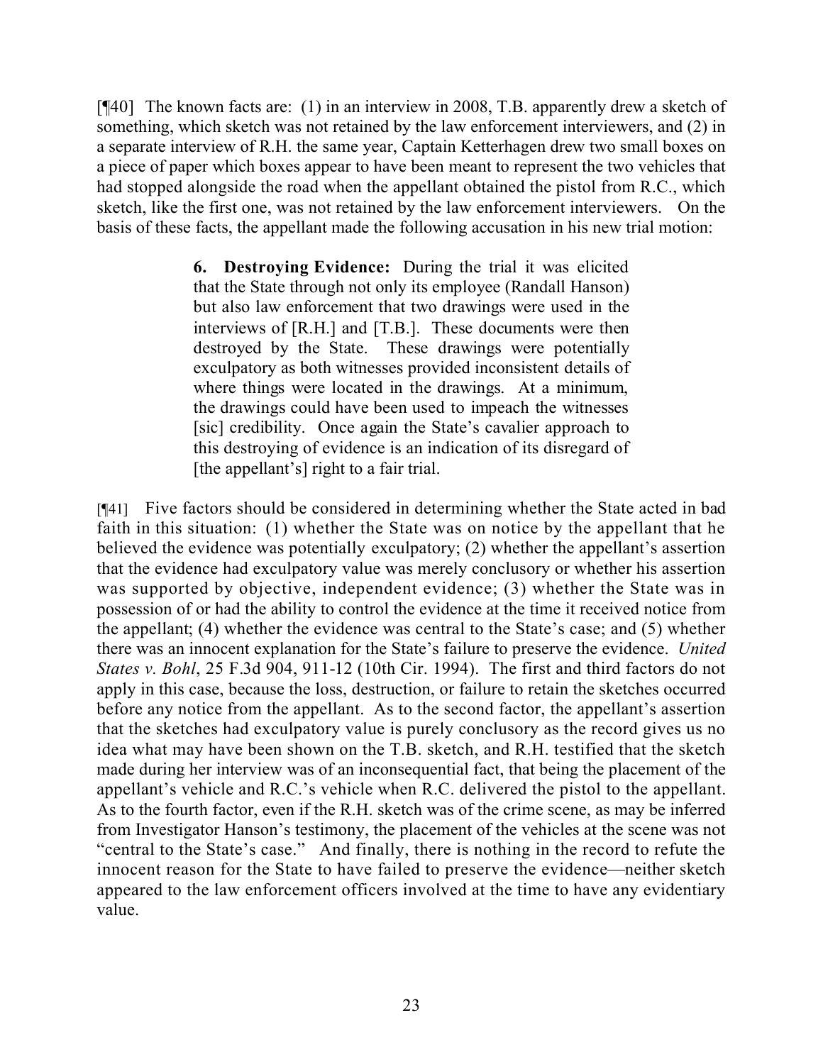[¶40] The known facts are: (1) in an interview in 2008, T.B. apparently drew a sketch of something, which sketch was not retained by the law enforcement interviewers, and (2) in a separate interview of R.H. the same year, Captain Ketterhagen drew two small boxes on a piece of paper which boxes appear to have been meant to represent the two vehicles that had stopped alongside the road when the appellant obtained the pistol from R.C., which sketch, like the first one, was not retained by the law enforcement interviewers. On the basis of these facts, the appellant made the following accusation in his new trial motion:

> **6. Destroying Evidence:** During the trial it was elicited that the State through not only its employee (Randall Hanson) but also law enforcement that two drawings were used in the interviews of [R.H.] and [T.B.]. These documents were then destroyed by the State. These drawings were potentially exculpatory as both witnesses provided inconsistent details of where things were located in the drawings. At a minimum, the drawings could have been used to impeach the witnesses [sic] credibility. Once again the State's cavalier approach to this destroying of evidence is an indication of its disregard of [the appellant's] right to a fair trial.

[¶41] Five factors should be considered in determining whether the State acted in bad faith in this situation: (1) whether the State was on notice by the appellant that he believed the evidence was potentially exculpatory; (2) whether the appellant's assertion that the evidence had exculpatory value was merely conclusory or whether his assertion was supported by objective, independent evidence; (3) whether the State was in possession of or had the ability to control the evidence at the time it received notice from the appellant; (4) whether the evidence was central to the State's case; and (5) whether there was an innocent explanation for the State's failure to preserve the evidence. *United States v. Bohl*, 25 F.3d 904, 911-12 (10th Cir. 1994). The first and third factors do not apply in this case, because the loss, destruction, or failure to retain the sketches occurred before any notice from the appellant. As to the second factor, the appellant's assertion that the sketches had exculpatory value is purely conclusory as the record gives us no idea what may have been shown on the T.B. sketch, and R.H. testified that the sketch made during her interview was of an inconsequential fact, that being the placement of the appellant's vehicle and R.C.'s vehicle when R.C. delivered the pistol to the appellant. As to the fourth factor, even if the R.H. sketch was of the crime scene, as may be inferred from Investigator Hanson's testimony, the placement of the vehicles at the scene was not "central to the State's case." And finally, there is nothing in the record to refute the innocent reason for the State to have failed to preserve the evidence—neither sketch appeared to the law enforcement officers involved at the time to have any evidentiary value.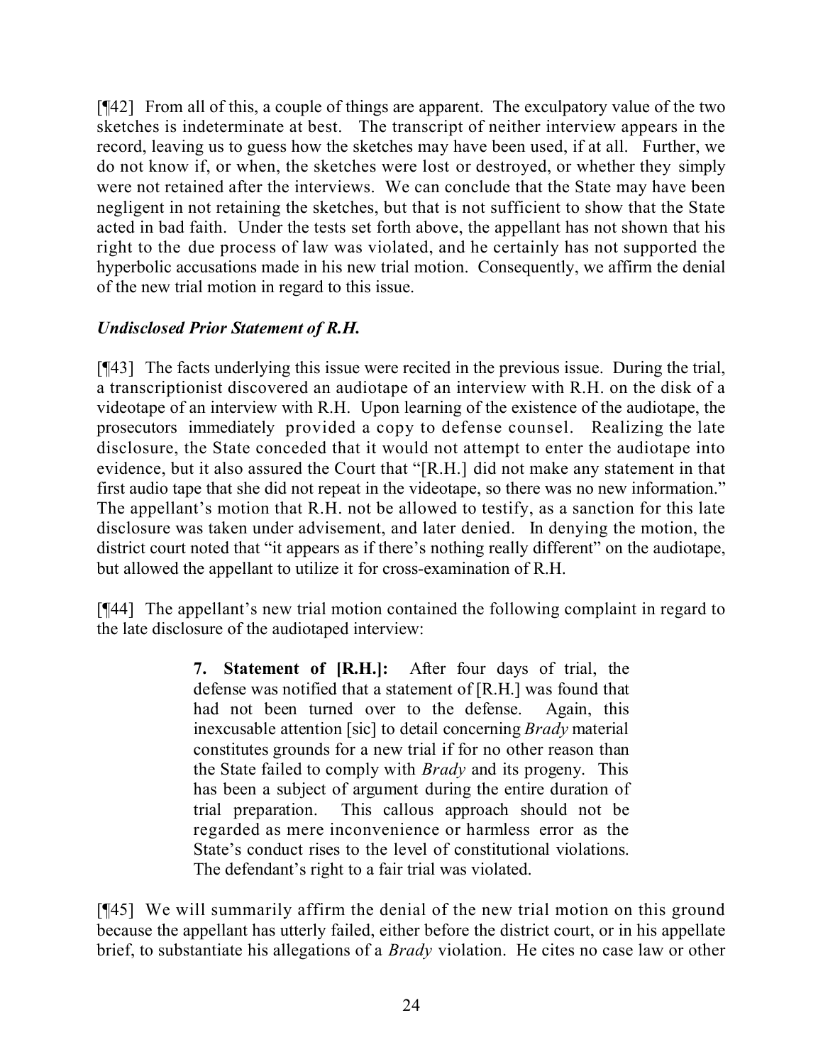[¶42] From all of this, a couple of things are apparent. The exculpatory value of the two sketches is indeterminate at best. The transcript of neither interview appears in the record, leaving us to guess how the sketches may have been used, if at all. Further, we do not know if, or when, the sketches were lost or destroyed, or whether they simply were not retained after the interviews. We can conclude that the State may have been negligent in not retaining the sketches, but that is not sufficient to show that the State acted in bad faith. Under the tests set forth above, the appellant has not shown that his right to the due process of law was violated, and he certainly has not supported the hyperbolic accusations made in his new trial motion. Consequently, we affirm the denial of the new trial motion in regard to this issue.

### *Undisclosed Prior Statement of R.H.*

[¶43] The facts underlying this issue were recited in the previous issue. During the trial, a transcriptionist discovered an audiotape of an interview with R.H. on the disk of a videotape of an interview with R.H. Upon learning of the existence of the audiotape, the prosecutors immediately provided a copy to defense counsel. Realizing the late disclosure, the State conceded that it would not attempt to enter the audiotape into evidence, but it also assured the Court that "[R.H.] did not make any statement in that first audio tape that she did not repeat in the videotape, so there was no new information." The appellant's motion that R.H. not be allowed to testify, as a sanction for this late disclosure was taken under advisement, and later denied. In denying the motion, the district court noted that "it appears as if there's nothing really different" on the audiotape, but allowed the appellant to utilize it for cross-examination of R.H.

[¶44] The appellant's new trial motion contained the following complaint in regard to the late disclosure of the audiotaped interview:

> **7. Statement of [R.H.]:** After four days of trial, the defense was notified that a statement of [R.H.] was found that had not been turned over to the defense. Again, this inexcusable attention [sic] to detail concerning *Brady* material constitutes grounds for a new trial if for no other reason than the State failed to comply with *Brady* and its progeny. This has been a subject of argument during the entire duration of trial preparation. This callous approach should not be regarded as mere inconvenience or harmless error as the State's conduct rises to the level of constitutional violations. The defendant's right to a fair trial was violated.

[¶45] We will summarily affirm the denial of the new trial motion on this ground because the appellant has utterly failed, either before the district court, or in his appellate brief, to substantiate his allegations of a *Brady* violation. He cites no case law or other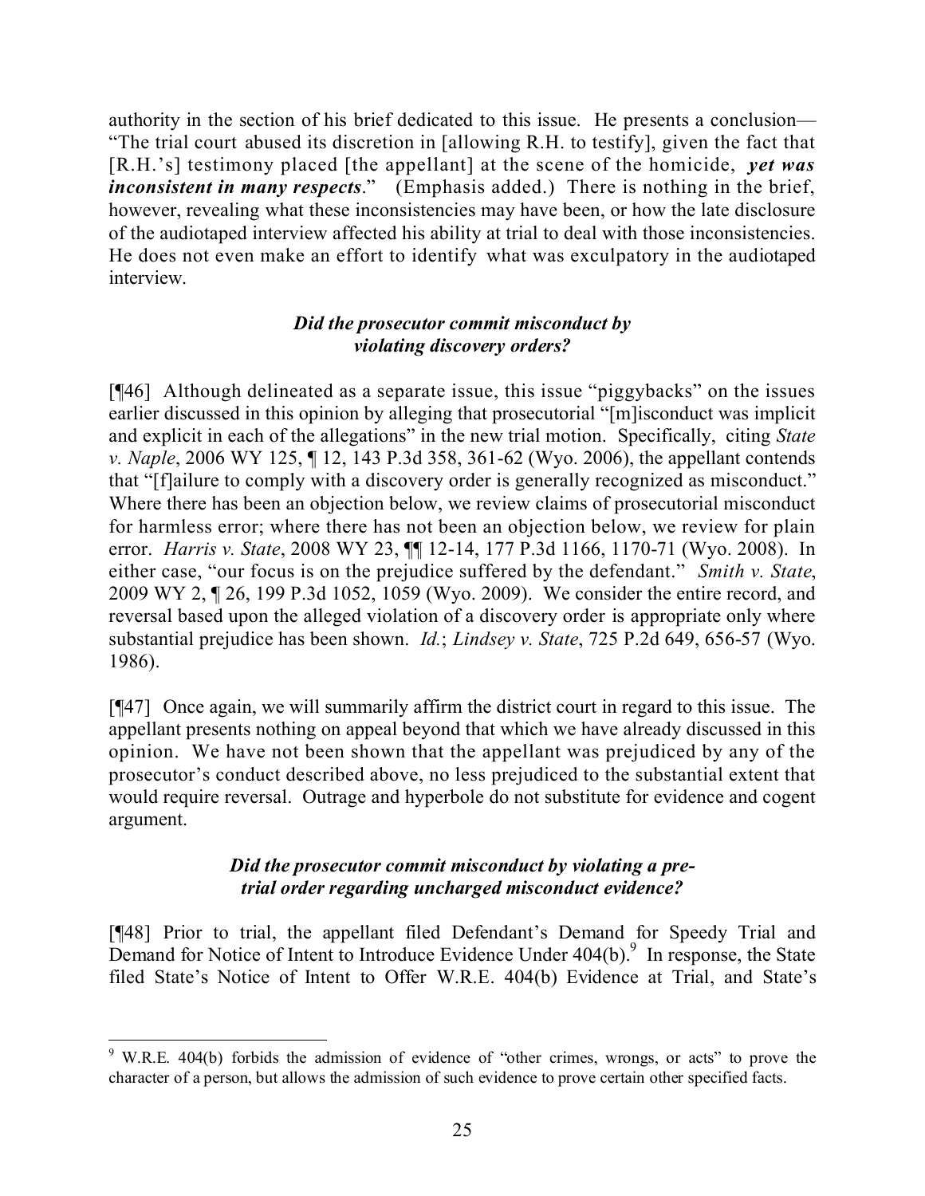authority in the section of his brief dedicated to this issue. He presents a conclusion—"The trial court abused its discretion in [allowing R.H. to testify], given the fact that [R.H.'s] testimony placed [the appellant] at the scene of the homicide, ***yet was inconsistent in many respects***." (Emphasis added.) There is nothing in the brief, however, revealing what these inconsistencies may have been, or how the late disclosure of the audiotaped interview affected his ability at trial to deal with those inconsistencies. He does not even make an effort to identify what was exculpatory in the audiotaped interview.

***Did the prosecutor commit misconduct by violating discovery orders?***

[¶46] Although delineated as a separate issue, this issue "piggybacks" on the issues earlier discussed in this opinion by alleging that prosecutorial "[m]isconduct was implicit and explicit in each of the allegations" in the new trial motion. Specifically, citing *State v. Naple*, 2006 WY 125, ¶ 12, 143 P.3d 358, 361-62 (Wyo. 2006), the appellant contends that "[f]ailure to comply with a discovery order is generally recognized as misconduct." Where there has been an objection below, we review claims of prosecutorial misconduct for harmless error; where there has not been an objection below, we review for plain error. *Harris v. State*, 2008 WY 23, ¶¶ 12-14, 177 P.3d 1166, 1170-71 (Wyo. 2008). In either case, "our focus is on the prejudice suffered by the defendant." *Smith v. State*, 2009 WY 2, ¶ 26, 199 P.3d 1052, 1059 (Wyo. 2009). We consider the entire record, and reversal based upon the alleged violation of a discovery order is appropriate only where substantial prejudice has been shown. *Id.*; *Lindsey v. State*, 725 P.2d 649, 656-57 (Wyo. 1986).

[¶47] Once again, we will summarily affirm the district court in regard to this issue. The appellant presents nothing on appeal beyond that which we have already discussed in this opinion. We have not been shown that the appellant was prejudiced by any of the prosecutor's conduct described above, no less prejudiced to the substantial extent that would require reversal. Outrage and hyperbole do not substitute for evidence and cogent argument.

***Did the prosecutor commit misconduct by violating a pre-trial order regarding uncharged misconduct evidence?***

[¶48] Prior to trial, the appellant filed Defendant's Demand for Speedy Trial and Demand for Notice of Intent to Introduce Evidence Under 404(b).[9] In response, the State filed State's Notice of Intent to Offer W.R.E. 404(b) Evidence at Trial, and State's

[9] W.R.E. 404(b) forbids the admission of evidence of "other crimes, wrongs, or acts" to prove the character of a person, but allows the admission of such evidence to prove certain other specified facts.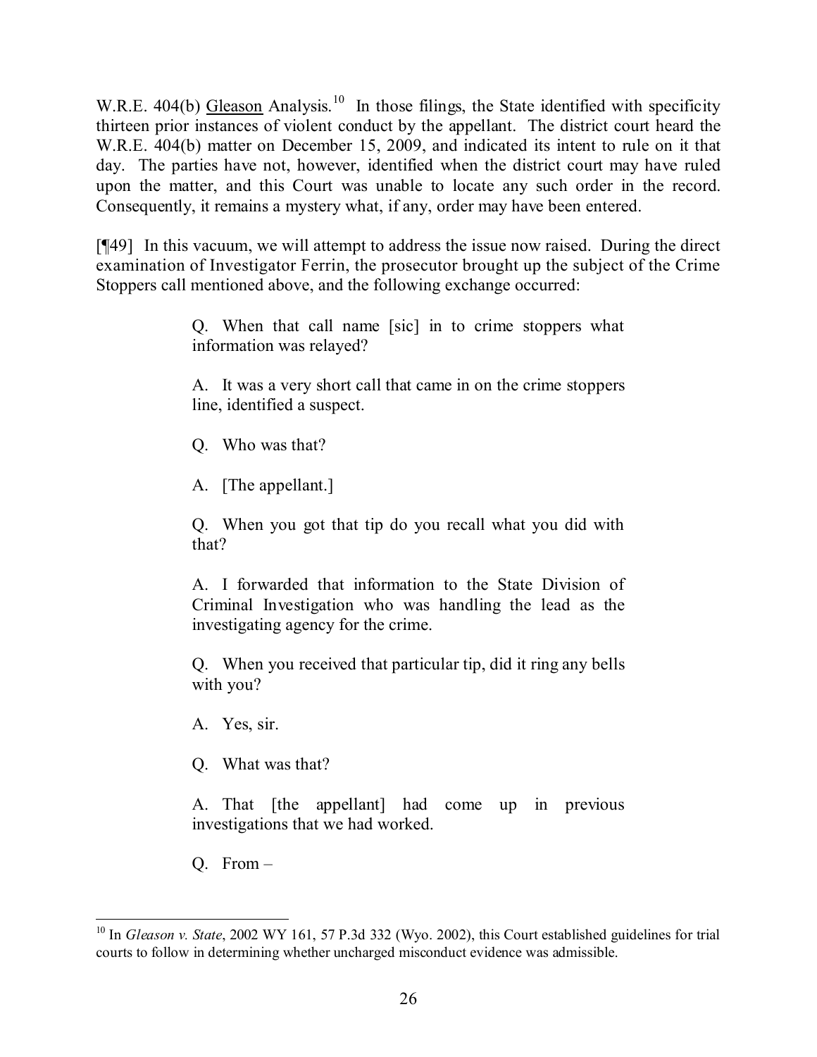W.R.E. 404(b) Gleason Analysis.[10] In those filings, the State identified with specificity thirteen prior instances of violent conduct by the appellant. The district court heard the W.R.E. 404(b) matter on December 15, 2009, and indicated its intent to rule on it that day. The parties have not, however, identified when the district court may have ruled upon the matter, and this Court was unable to locate any such order in the record. Consequently, it remains a mystery what, if any, order may have been entered.

[¶49] In this vacuum, we will attempt to address the issue now raised. During the direct examination of Investigator Ferrin, the prosecutor brought up the subject of the Crime Stoppers call mentioned above, and the following exchange occurred:

> Q. When that call name [sic] in to crime stoppers what information was relayed?
>
> A. It was a very short call that came in on the crime stoppers line, identified a suspect.
>
> Q. Who was that?
>
> A. [The appellant.]
>
> Q. When you got that tip do you recall what you did with that?
>
> A. I forwarded that information to the State Division of Criminal Investigation who was handling the lead as the investigating agency for the crime.
>
> Q. When you received that particular tip, did it ring any bells with you?
>
> A. Yes, sir.
>
> Q. What was that?
>
> A. That [the appellant] had come up in previous investigations that we had worked.
>
> Q. From –

---

[10] In *Gleason v. State*, 2002 WY 161, 57 P.3d 332 (Wyo. 2002), this Court established guidelines for trial courts to follow in determining whether uncharged misconduct evidence was admissible.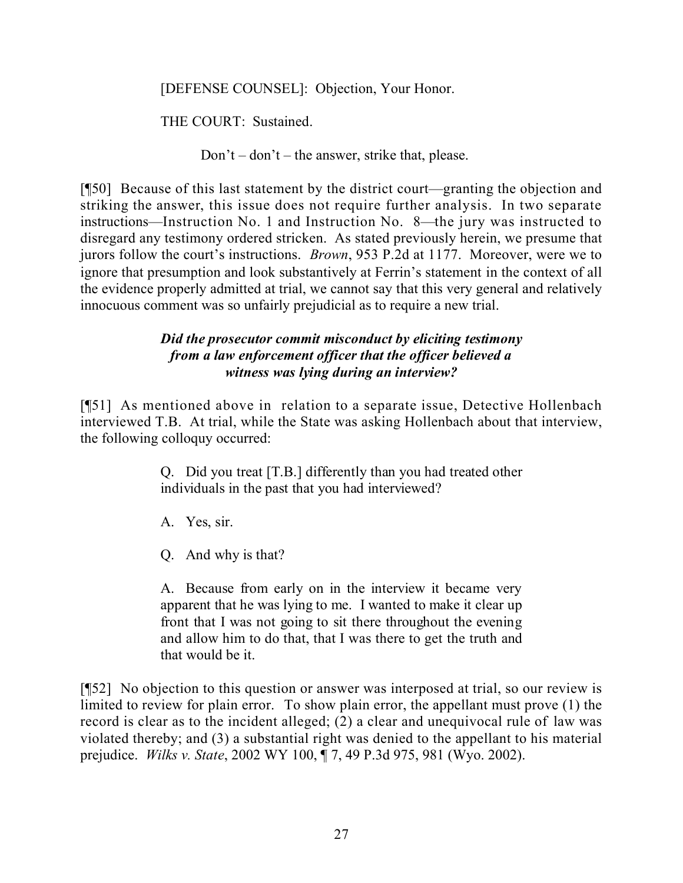[DEFENSE COUNSEL]: Objection, Your Honor.

THE COURT: Sustained.

Don't – don't – the answer, strike that, please.

[¶50] Because of this last statement by the district court—granting the objection and striking the answer, this issue does not require further analysis. In two separate instructions—Instruction No. 1 and Instruction No. 8—the jury was instructed to disregard any testimony ordered stricken. As stated previously herein, we presume that jurors follow the court's instructions. *Brown*, 953 P.2d at 1177. Moreover, were we to ignore that presumption and look substantively at Ferrin's statement in the context of all the evidence properly admitted at trial, we cannot say that this very general and relatively innocuous comment was so unfairly prejudicial as to require a new trial.

***Did the prosecutor commit misconduct by eliciting testimony from a law enforcement officer that the officer believed a witness was lying during an interview?***

[¶51] As mentioned above in relation to a separate issue, Detective Hollenbach interviewed T.B. At trial, while the State was asking Hollenbach about that interview, the following colloquy occurred:

> Q. Did you treat [T.B.] differently than you had treated other individuals in the past that you had interviewed?
>
> A. Yes, sir.
>
> Q. And why is that?
>
> A. Because from early on in the interview it became very apparent that he was lying to me. I wanted to make it clear up front that I was not going to sit there throughout the evening and allow him to do that, that I was there to get the truth and that would be it.

[¶52] No objection to this question or answer was interposed at trial, so our review is limited to review for plain error. To show plain error, the appellant must prove (1) the record is clear as to the incident alleged; (2) a clear and unequivocal rule of law was violated thereby; and (3) a substantial right was denied to the appellant to his material prejudice. *Wilks v. State*, 2002 WY 100, ¶ 7, 49 P.3d 975, 981 (Wyo. 2002).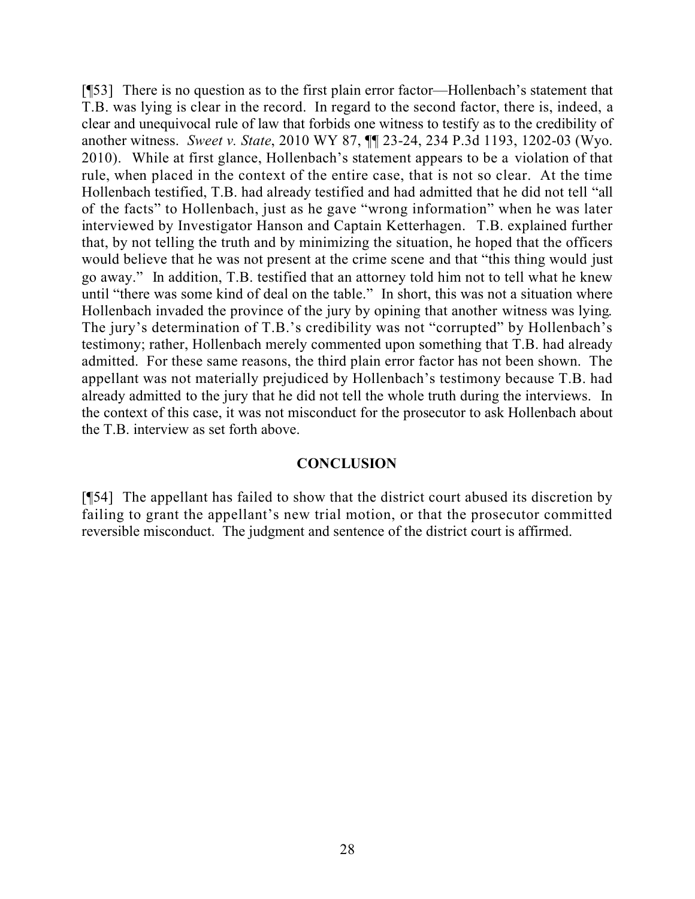[¶53] There is no question as to the first plain error factor—Hollenbach's statement that T.B. was lying is clear in the record. In regard to the second factor, there is, indeed, a clear and unequivocal rule of law that forbids one witness to testify as to the credibility of another witness. *Sweet v. State*, 2010 WY 87, ¶¶ 23-24, 234 P.3d 1193, 1202-03 (Wyo. 2010). While at first glance, Hollenbach's statement appears to be a violation of that rule, when placed in the context of the entire case, that is not so clear. At the time Hollenbach testified, T.B. had already testified and had admitted that he did not tell "all of the facts" to Hollenbach, just as he gave "wrong information" when he was later interviewed by Investigator Hanson and Captain Ketterhagen. T.B. explained further that, by not telling the truth and by minimizing the situation, he hoped that the officers would believe that he was not present at the crime scene and that "this thing would just go away." In addition, T.B. testified that an attorney told him not to tell what he knew until "there was some kind of deal on the table." In short, this was not a situation where Hollenbach invaded the province of the jury by opining that another witness was lying. The jury's determination of T.B.'s credibility was not "corrupted" by Hollenbach's testimony; rather, Hollenbach merely commented upon something that T.B. had already admitted. For these same reasons, the third plain error factor has not been shown. The appellant was not materially prejudiced by Hollenbach's testimony because T.B. had already admitted to the jury that he did not tell the whole truth during the interviews. In the context of this case, it was not misconduct for the prosecutor to ask Hollenbach about the T.B. interview as set forth above.

## CONCLUSION

[¶54] The appellant has failed to show that the district court abused its discretion by failing to grant the appellant's new trial motion, or that the prosecutor committed reversible misconduct. The judgment and sentence of the district court is affirmed.